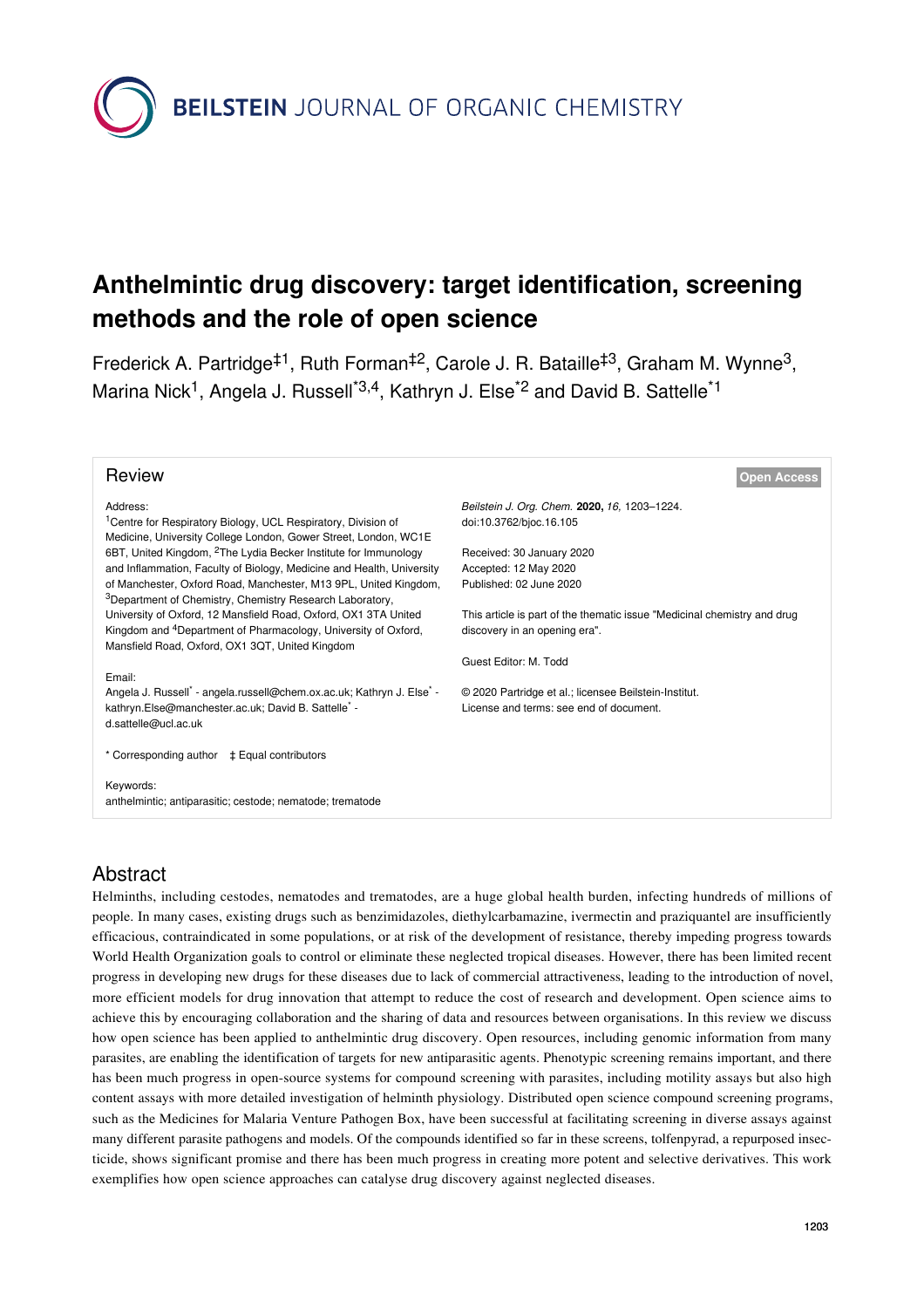# Anthelmintic drug discovery: target identification, screening methods and the role of open science

Frederick A. Partridge[‡1], Ruth Forman[‡2], Carole J. R. Bataille[‡3], Graham M. Wynne[3], Marina Nick[1], Angela J. Russell[*3,4], Kathryn J. Else[*2] and David B. Sattelle[*1]

## Review

Open Access

Address:
[1]Centre for Respiratory Biology, UCL Respiratory, Division of Medicine, University College London, Gower Street, London, WC1E 6BT, United Kingdom, [2]The Lydia Becker Institute for Immunology and Inflammation, Faculty of Biology, Medicine and Health, University of Manchester, Oxford Road, Manchester, M13 9PL, United Kingdom, [3]Department of Chemistry, Chemistry Research Laboratory, University of Oxford, 12 Mansfield Road, Oxford, OX1 3TA United Kingdom and [4]Department of Pharmacology, University of Oxford, Mansfield Road, Oxford, OX1 3QT, United Kingdom

Email:
Angela J. Russell* - angela.russell@chem.ox.ac.uk; Kathryn J. Else* - kathryn.Else@manchester.ac.uk; David B. Sattelle* - d.sattelle@ucl.ac.uk

\* Corresponding author ‡ Equal contributors

Keywords:
anthelmintic; antiparasitic; cestode; nematode; trematode

*Beilstein J. Org. Chem.* **2020,** *16,* 1203–1224.
doi:10.3762/bjoc.16.105

Received: 30 January 2020
Accepted: 12 May 2020
Published: 02 June 2020

This article is part of the thematic issue "Medicinal chemistry and drug discovery in an opening era".

Guest Editor: M. Todd

© 2020 Partridge et al.; licensee Beilstein-Institut.
License and terms: see end of document.

## Abstract

Helminths, including cestodes, nematodes and trematodes, are a huge global health burden, infecting hundreds of millions of people. In many cases, existing drugs such as benzimidazoles, diethylcarbamazine, ivermectin and praziquantel are insufficiently efficacious, contraindicated in some populations, or at risk of the development of resistance, thereby impeding progress towards World Health Organization goals to control or eliminate these neglected tropical diseases. However, there has been limited recent progress in developing new drugs for these diseases due to lack of commercial attractiveness, leading to the introduction of novel, more efficient models for drug innovation that attempt to reduce the cost of research and development. Open science aims to achieve this by encouraging collaboration and the sharing of data and resources between organisations. In this review we discuss how open science has been applied to anthelmintic drug discovery. Open resources, including genomic information from many parasites, are enabling the identification of targets for new antiparasitic agents. Phenotypic screening remains important, and there has been much progress in open-source systems for compound screening with parasites, including motility assays but also high content assays with more detailed investigation of helminth physiology. Distributed open science compound screening programs, such as the Medicines for Malaria Venture Pathogen Box, have been successful at facilitating screening in diverse assays against many different parasite pathogens and models. Of the compounds identified so far in these screens, tolfenpyrad, a repurposed insecticide, shows significant promise and there has been much progress in creating more potent and selective derivatives. This work exemplifies how open science approaches can catalyse drug discovery against neglected diseases.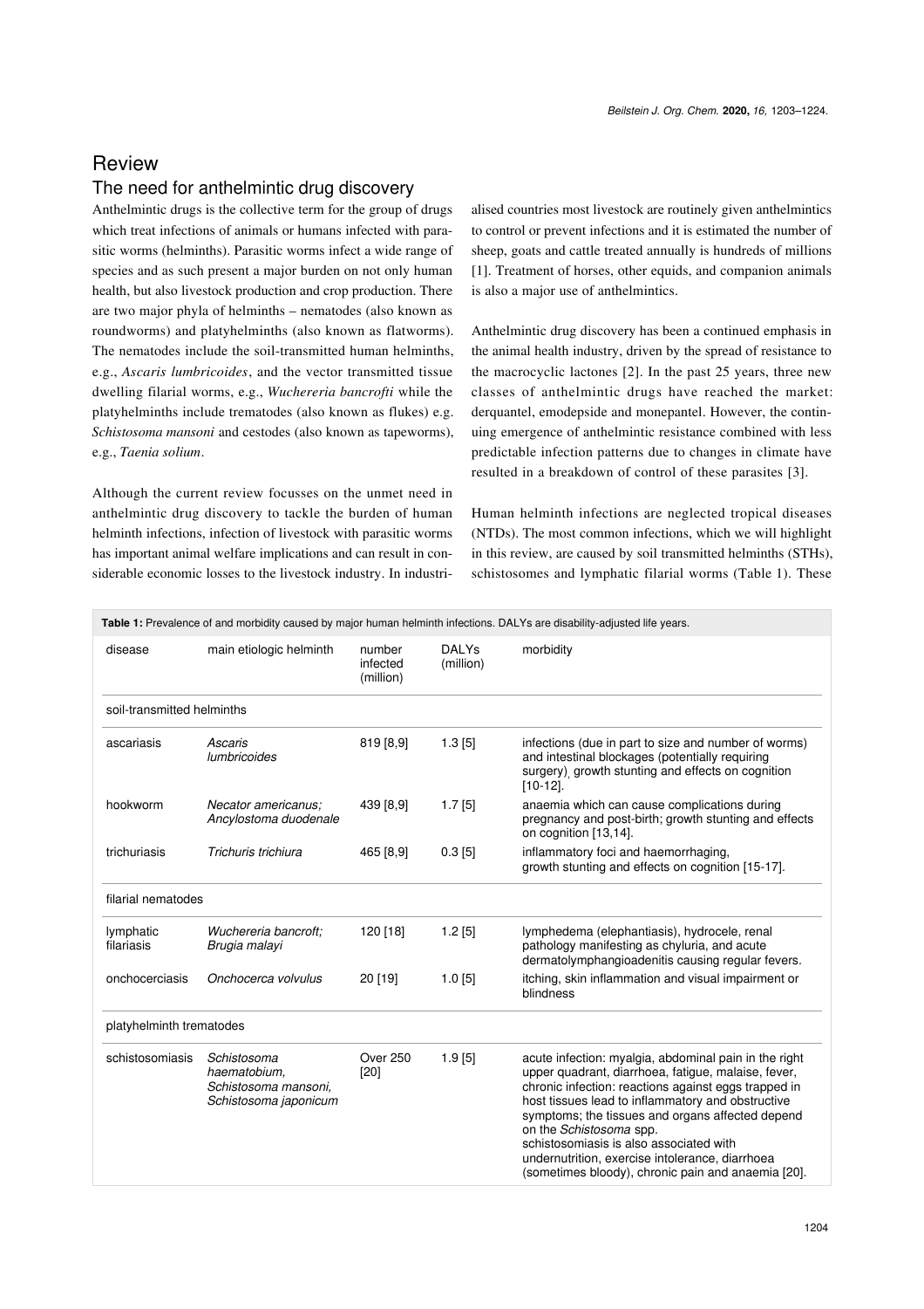# Review

## The need for anthelmintic drug discovery

Anthelmintic drugs is the collective term for the group of drugs which treat infections of animals or humans infected with parasitic worms (helminths). Parasitic worms infect a wide range of species and as such present a major burden on not only human health, but also livestock production and crop production. There are two major phyla of helminths – nematodes (also known as roundworms) and platyhelminths (also known as flatworms). The nematodes include the soil-transmitted human helminths, e.g., *Ascaris lumbricoides*, and the vector transmitted tissue dwelling filarial worms, e.g., *Wuchereria bancrofti* while the platyhelminths include trematodes (also known as flukes) e.g. *Schistosoma mansoni* and cestodes (also known as tapeworms), e.g., *Taenia solium*.

Although the current review focusses on the unmet need in anthelmintic drug discovery to tackle the burden of human helminth infections, infection of livestock with parasitic worms has important animal welfare implications and can result in considerable economic losses to the livestock industry. In industrialised countries most livestock are routinely given anthelmintics to control or prevent infections and it is estimated the number of sheep, goats and cattle treated annually is hundreds of millions [1]. Treatment of horses, other equids, and companion animals is also a major use of anthelmintics.

Anthelmintic drug discovery has been a continued emphasis in the animal health industry, driven by the spread of resistance to the macrocyclic lactones [2]. In the past 25 years, three new classes of anthelmintic drugs have reached the market: derquantel, emodepside and monepantel. However, the continuing emergence of anthelmintic resistance combined with less predictable infection patterns due to changes in climate have resulted in a breakdown of control of these parasites [3].

Human helminth infections are neglected tropical diseases (NTDs). The most common infections, which we will highlight in this review, are caused by soil transmitted helminths (STHs), schistosomes and lymphatic filarial worms (Table 1). These

**Table 1:** Prevalence of and morbidity caused by major human helminth infections. DALYs are disability-adjusted life years.

| disease | main etiologic helminth | number infected (million) | DALYs (million) | morbidity |
|---|---|---|---|---|
| soil-transmitted helminths | | | | |
| ascariasis | *Ascaris lumbricoides* | 819 [8,9] | 1.3 [5] | infections (due in part to size and number of worms) and intestinal blockages (potentially requiring surgery), growth stunting and effects on cognition [10-12]. |
| hookworm | *Necator americanus; Ancylostoma duodenale* | 439 [8,9] | 1.7 [5] | anaemia which can cause complications during pregnancy and post-birth; growth stunting and effects on cognition [13,14]. |
| trichuriasis | *Trichuris trichiura* | 465 [8,9] | 0.3 [5] | inflammatory foci and haemorrhaging, growth stunting and effects on cognition [15-17]. |
| filarial nematodes | | | | |
| lymphatic filariasis | *Wuchereria bancroft; Brugia malayi* | 120 [18] | 1.2 [5] | lymphedema (elephantiasis), hydrocele, renal pathology manifesting as chyluria, and acute dermatolymphangioadenitis causing regular fevers. |
| onchocerciasis | *Onchocerca volvulus* | 20 [19] | 1.0 [5] | itching, skin inflammation and visual impairment or blindness |
| platyhelminth trematodes | | | | |
| schistosomiasis | *Schistosoma haematobium, Schistosoma mansoni, Schistosoma japonicum* | Over 250 [20] | 1.9 [5] | acute infection: myalgia, abdominal pain in the right upper quadrant, diarrhoea, fatigue, malaise, fever, chronic infection: reactions against eggs trapped in host tissues lead to inflammatory and obstructive symptoms; the tissues and organs affected depend on the *Schistosoma* spp. schistosomiasis is also associated with undernutrition, exercise intolerance, diarrhoea (sometimes bloody), chronic pain and anaemia [20]. |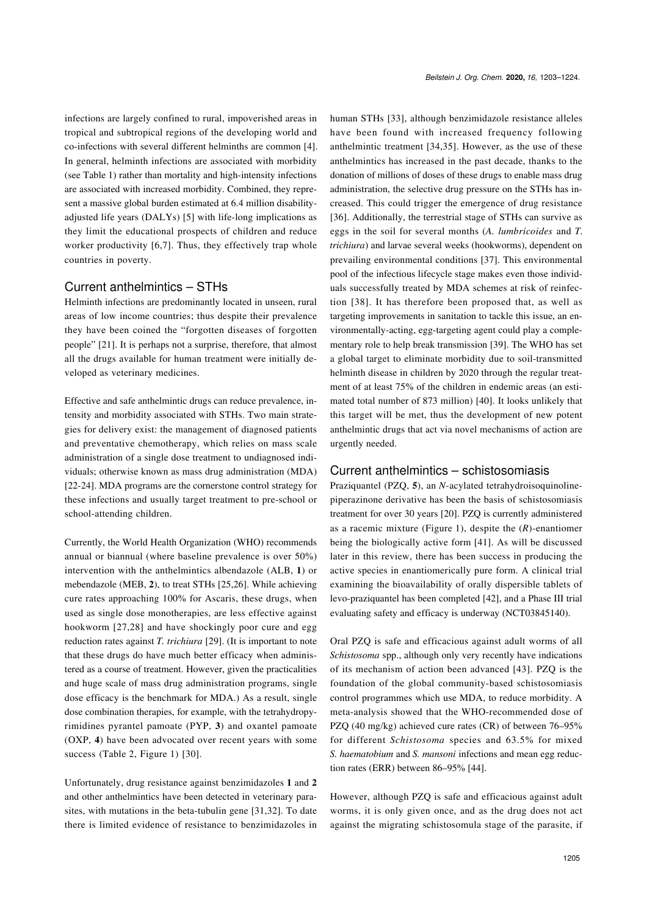infections are largely confined to rural, impoverished areas in tropical and subtropical regions of the developing world and co-infections with several different helminths are common [4]. In general, helminth infections are associated with morbidity (see Table 1) rather than mortality and high-intensity infections are associated with increased morbidity. Combined, they represent a massive global burden estimated at 6.4 million disability-adjusted life years (DALYs) [5] with life-long implications as they limit the educational prospects of children and reduce worker productivity [6,7]. Thus, they effectively trap whole countries in poverty.

## Current anthelmintics – STHs

Helminth infections are predominantly located in unseen, rural areas of low income countries; thus despite their prevalence they have been coined the "forgotten diseases of forgotten people" [21]. It is perhaps not a surprise, therefore, that almost all the drugs available for human treatment were initially developed as veterinary medicines.

Effective and safe anthelmintic drugs can reduce prevalence, intensity and morbidity associated with STHs. Two main strategies for delivery exist: the management of diagnosed patients and preventative chemotherapy, which relies on mass scale administration of a single dose treatment to undiagnosed individuals; otherwise known as mass drug administration (MDA) [22-24]. MDA programs are the cornerstone control strategy for these infections and usually target treatment to pre-school or school-attending children.

Currently, the World Health Organization (WHO) recommends annual or biannual (where baseline prevalence is over 50%) intervention with the anthelmintics albendazole (ALB, **1**) or mebendazole (MEB, **2**), to treat STHs [25,26]. While achieving cure rates approaching 100% for Ascaris, these drugs, when used as single dose monotherapies, are less effective against hookworm [27,28] and have shockingly poor cure and egg reduction rates against *T. trichiura* [29]. (It is important to note that these drugs do have much better efficacy when administered as a course of treatment. However, given the practicalities and huge scale of mass drug administration programs, single dose efficacy is the benchmark for MDA.) As a result, single dose combination therapies, for example, with the tetrahydropyrimidines pyrantel pamoate (PYP, **3**) and oxantel pamoate (OXP, **4**) have been advocated over recent years with some success (Table 2, Figure 1) [30].

Unfortunately, drug resistance against benzimidazoles **1** and **2** and other anthelmintics have been detected in veterinary parasites, with mutations in the beta-tubulin gene [31,32]. To date there is limited evidence of resistance to benzimidazoles in human STHs [33], although benzimidazole resistance alleles have been found with increased frequency following anthelmintic treatment [34,35]. However, as the use of these anthelmintics has increased in the past decade, thanks to the donation of millions of doses of these drugs to enable mass drug administration, the selective drug pressure on the STHs has increased. This could trigger the emergence of drug resistance [36]. Additionally, the terrestrial stage of STHs can survive as eggs in the soil for several months (*A. lumbricoides* and *T. trichiura*) and larvae several weeks (hookworms), dependent on prevailing environmental conditions [37]. This environmental pool of the infectious lifecycle stage makes even those individuals successfully treated by MDA schemes at risk of reinfection [38]. It has therefore been proposed that, as well as targeting improvements in sanitation to tackle this issue, an environmentally-acting, egg-targeting agent could play a complementary role to help break transmission [39]. The WHO has set a global target to eliminate morbidity due to soil-transmitted helminth disease in children by 2020 through the regular treatment of at least 75% of the children in endemic areas (an estimated total number of 873 million) [40]. It looks unlikely that this target will be met, thus the development of new potent anthelmintic drugs that act via novel mechanisms of action are urgently needed.

## Current anthelmintics – schistosomiasis

Praziquantel (PZQ, **5**), an *N*-acylated tetrahydroisoquinoline-piperazinone derivative has been the basis of schistosomiasis treatment for over 30 years [20]. PZQ is currently administered as a racemic mixture (Figure 1), despite the (*R*)-enantiomer being the biologically active form [41]. As will be discussed later in this review, there has been success in producing the active species in enantiomerically pure form. A clinical trial examining the bioavailability of orally dispersible tablets of levo-praziquantel has been completed [42], and a Phase III trial evaluating safety and efficacy is underway (NCT03845140).

Oral PZQ is safe and efficacious against adult worms of all *Schistosoma* spp., although only very recently have indications of its mechanism of action been advanced [43]. PZQ is the foundation of the global community-based schistosomiasis control programmes which use MDA, to reduce morbidity. A meta-analysis showed that the WHO-recommended dose of PZQ (40 mg/kg) achieved cure rates (CR) of between 76–95% for different *Schistosoma* species and 63.5% for mixed *S. haematobium* and *S. mansoni* infections and mean egg reduction rates (ERR) between 86–95% [44].

However, although PZQ is safe and efficacious against adult worms, it is only given once, and as the drug does not act against the migrating schistosomula stage of the parasite, if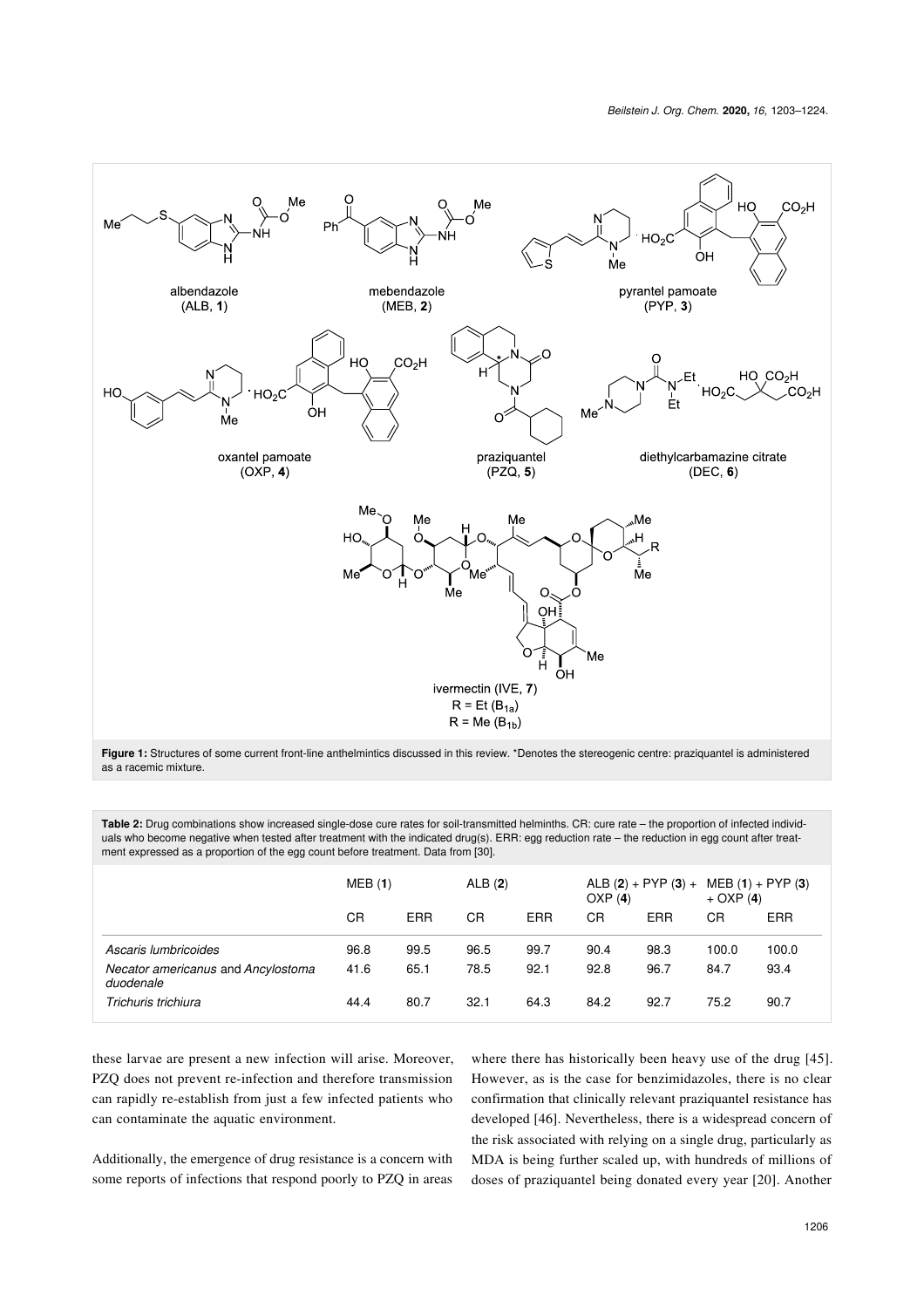**Figure 1:** Structures of some current front-line anthelmintics discussed in this review. *Denotes the stereogenic centre: praziquantel is administered as a racemic mixture.

**Table 2:** Drug combinations show increased single-dose cure rates for soil-transmitted helminths. CR: cure rate – the proportion of infected individuals who become negative when tested after treatment with the indicated drug(s). ERR: egg reduction rate – the reduction in egg count after treatment expressed as a proportion of the egg count before treatment. Data from [30].

| | MEB (**1**) | | ALB (**2**) | | ALB (**2**) + PYP (**3**) + OXP (**4**) | | MEB (**1**) + PYP (**3**) + OXP (**4**) | |
|---|---|---|---|---|---|---|---|---|
| | CR | ERR | CR | ERR | CR | ERR | CR | ERR |
| *Ascaris lumbricoides* | 96.8 | 99.5 | 96.5 | 99.7 | 90.4 | 98.3 | 100.0 | 100.0 |
| *Necator americanus* and *Ancylostoma duodenale* | 41.6 | 65.1 | 78.5 | 92.1 | 92.8 | 96.7 | 84.7 | 93.4 |
| *Trichuris trichiura* | 44.4 | 80.7 | 32.1 | 64.3 | 84.2 | 92.7 | 75.2 | 90.7 |

these larvae are present a new infection will arise. Moreover, PZQ does not prevent re-infection and therefore transmission can rapidly re-establish from just a few infected patients who can contaminate the aquatic environment.

Additionally, the emergence of drug resistance is a concern with some reports of infections that respond poorly to PZQ in areas where there has historically been heavy use of the drug [45]. However, as is the case for benzimidazoles, there is no clear confirmation that clinically relevant praziquantel resistance has developed [46]. Nevertheless, there is a widespread concern of the risk associated with relying on a single drug, particularly as MDA is being further scaled up, with hundreds of millions of doses of praziquantel being donated every year [20]. Another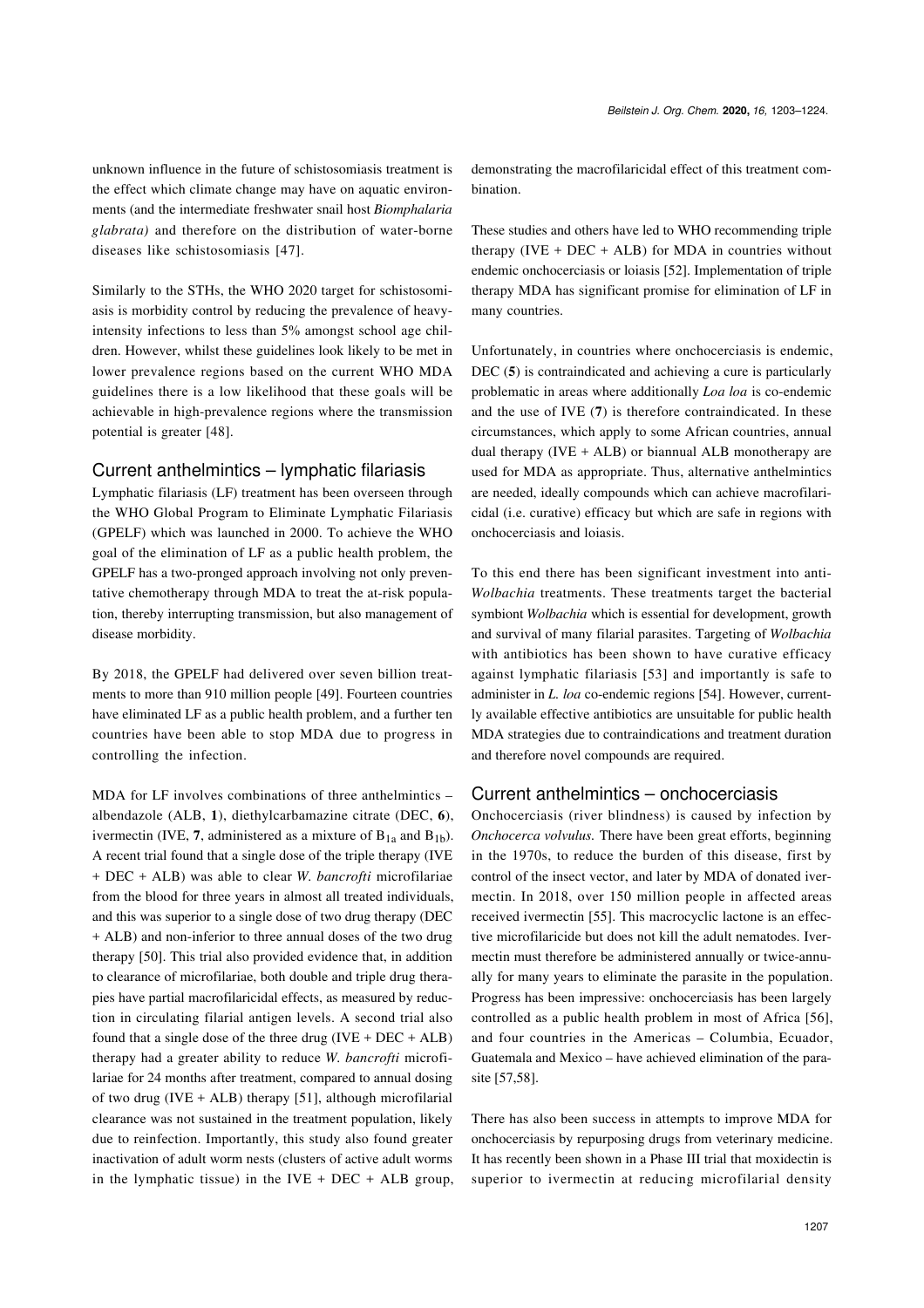unknown influence in the future of schistosomiasis treatment is the effect which climate change may have on aquatic environments (and the intermediate freshwater snail host *Biomphalaria glabrata)* and therefore on the distribution of water-borne diseases like schistosomiasis [47].

Similarly to the STHs, the WHO 2020 target for schistosomiasis is morbidity control by reducing the prevalence of heavy-intensity infections to less than 5% amongst school age children. However, whilst these guidelines look likely to be met in lower prevalence regions based on the current WHO MDA guidelines there is a low likelihood that these goals will be achievable in high-prevalence regions where the transmission potential is greater [48].

## Current anthelmintics – lymphatic filariasis

Lymphatic filariasis (LF) treatment has been overseen through the WHO Global Program to Eliminate Lymphatic Filariasis (GPELF) which was launched in 2000. To achieve the WHO goal of the elimination of LF as a public health problem, the GPELF has a two-pronged approach involving not only preventative chemotherapy through MDA to treat the at-risk population, thereby interrupting transmission, but also management of disease morbidity.

By 2018, the GPELF had delivered over seven billion treatments to more than 910 million people [49]. Fourteen countries have eliminated LF as a public health problem, and a further ten countries have been able to stop MDA due to progress in controlling the infection.

MDA for LF involves combinations of three anthelmintics – albendazole (ALB, **1**), diethylcarbamazine citrate (DEC, **6**), ivermectin (IVE, **7**, administered as a mixture of $B_{1a}$ and $B_{1b}$). A recent trial found that a single dose of the triple therapy (IVE + DEC + ALB) was able to clear *W. bancrofti* microfilariae from the blood for three years in almost all treated individuals, and this was superior to a single dose of two drug therapy (DEC + ALB) and non-inferior to three annual doses of the two drug therapy [50]. This trial also provided evidence that, in addition to clearance of microfilariae, both double and triple drug therapies have partial macrofilaricidal effects, as measured by reduction in circulating filarial antigen levels. A second trial also found that a single dose of the three drug (IVE + DEC + ALB) therapy had a greater ability to reduce *W. bancrofti* microfilariae for 24 months after treatment, compared to annual dosing of two drug (IVE + ALB) therapy [51], although microfilarial clearance was not sustained in the treatment population, likely due to reinfection. Importantly, this study also found greater inactivation of adult worm nests (clusters of active adult worms in the lymphatic tissue) in the IVE + DEC + ALB group, demonstrating the macrofilaricidal effect of this treatment combination.

These studies and others have led to WHO recommending triple therapy (IVE + DEC + ALB) for MDA in countries without endemic onchocerciasis or loiasis [52]. Implementation of triple therapy MDA has significant promise for elimination of LF in many countries.

Unfortunately, in countries where onchocerciasis is endemic, DEC (**5**) is contraindicated and achieving a cure is particularly problematic in areas where additionally *Loa loa* is co-endemic and the use of IVE (**7**) is therefore contraindicated. In these circumstances, which apply to some African countries, annual dual therapy (IVE + ALB) or biannual ALB monotherapy are used for MDA as appropriate. Thus, alternative anthelmintics are needed, ideally compounds which can achieve macrofilaricidal (i.e. curative) efficacy but which are safe in regions with onchocerciasis and loiasis.

To this end there has been significant investment into anti-*Wolbachia* treatments. These treatments target the bacterial symbiont *Wolbachia* which is essential for development, growth and survival of many filarial parasites. Targeting of *Wolbachia* with antibiotics has been shown to have curative efficacy against lymphatic filariasis [53] and importantly is safe to administer in *L. loa* co-endemic regions [54]. However, currently available effective antibiotics are unsuitable for public health MDA strategies due to contraindications and treatment duration and therefore novel compounds are required.

## Current anthelmintics – onchocerciasis

Onchocerciasis (river blindness) is caused by infection by *Onchocerca volvulus.* There have been great efforts, beginning in the 1970s, to reduce the burden of this disease, first by control of the insect vector, and later by MDA of donated ivermectin. In 2018, over 150 million people in affected areas received ivermectin [55]. This macrocyclic lactone is an effective microfilaricide but does not kill the adult nematodes. Ivermectin must therefore be administered annually or twice-annually for many years to eliminate the parasite in the population. Progress has been impressive: onchocerciasis has been largely controlled as a public health problem in most of Africa [56], and four countries in the Americas – Columbia, Ecuador, Guatemala and Mexico – have achieved elimination of the parasite [57,58].

There has also been success in attempts to improve MDA for onchocerciasis by repurposing drugs from veterinary medicine. It has recently been shown in a Phase III trial that moxidectin is superior to ivermectin at reducing microfilarial density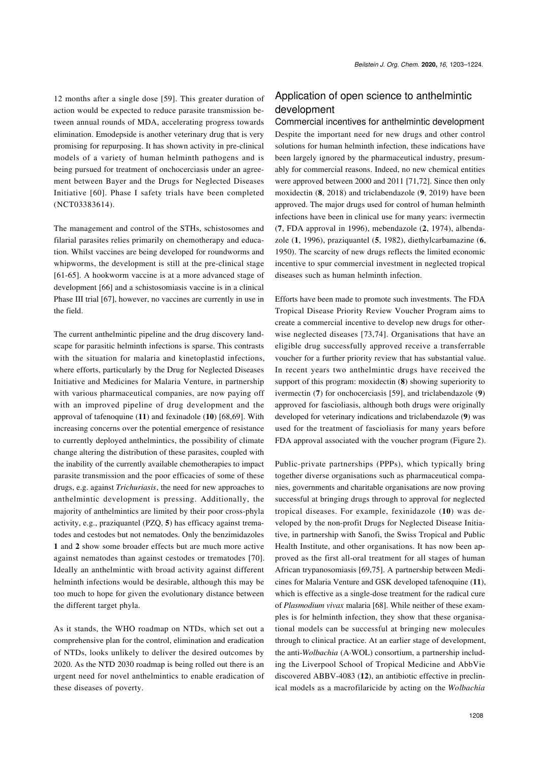12 months after a single dose [59]. This greater duration of action would be expected to reduce parasite transmission between annual rounds of MDA, accelerating progress towards elimination. Emodepside is another veterinary drug that is very promising for repurposing. It has shown activity in pre-clinical models of a variety of human helminth pathogens and is being pursued for treatment of onchocerciasis under an agreement between Bayer and the Drugs for Neglected Diseases Initiative [60]. Phase I safety trials have been completed (NCT03383614).

The management and control of the STHs, schistosomes and filarial parasites relies primarily on chemotherapy and education. Whilst vaccines are being developed for roundworms and whipworms, the development is still at the pre-clinical stage [61-65]. A hookworm vaccine is at a more advanced stage of development [66] and a schistosomiasis vaccine is in a clinical Phase III trial [67], however, no vaccines are currently in use in the field.

The current anthelmintic pipeline and the drug discovery landscape for parasitic helminth infections is sparse. This contrasts with the situation for malaria and kinetoplastid infections, where efforts, particularly by the Drug for Neglected Diseases Initiative and Medicines for Malaria Venture, in partnership with various pharmaceutical companies, are now paying off with an improved pipeline of drug development and the approval of tafenoquine (**11**) and fexinadole (**10**) [68,69]. With increasing concerns over the potential emergence of resistance to currently deployed anthelmintics, the possibility of climate change altering the distribution of these parasites, coupled with the inability of the currently available chemotherapies to impact parasite transmission and the poor efficacies of some of these drugs, e.g. against *Trichuriasis*, the need for new approaches to anthelmintic development is pressing. Additionally, the majority of anthelmintics are limited by their poor cross-phyla activity, e.g., praziquantel (PZQ, **5**) has efficacy against trematodes and cestodes but not nematodes. Only the benzimidazoles **1** and **2** show some broader effects but are much more active against nematodes than against cestodes or trematodes [70]. Ideally an anthelmintic with broad activity against different helminth infections would be desirable, although this may be too much to hope for given the evolutionary distance between the different target phyla.

As it stands, the WHO roadmap on NTDs, which set out a comprehensive plan for the control, elimination and eradication of NTDs, looks unlikely to deliver the desired outcomes by 2020. As the NTD 2030 roadmap is being rolled out there is an urgent need for novel anthelmintics to enable eradication of these diseases of poverty.

## Application of open science to anthelmintic development

### Commercial incentives for anthelmintic development

Despite the important need for new drugs and other control solutions for human helminth infection, these indications have been largely ignored by the pharmaceutical industry, presumably for commercial reasons. Indeed, no new chemical entities were approved between 2000 and 2011 [71,72]. Since then only moxidectin (**8**, 2018) and triclabendazole (**9**, 2019) have been approved. The major drugs used for control of human helminth infections have been in clinical use for many years: ivermectin (**7**, FDA approval in 1996), mebendazole (**2**, 1974), albendazole (**1**, 1996), praziquantel (**5**, 1982), diethylcarbamazine (**6**, 1950). The scarcity of new drugs reflects the limited economic incentive to spur commercial investment in neglected tropical diseases such as human helminth infection.

Efforts have been made to promote such investments. The FDA Tropical Disease Priority Review Voucher Program aims to create a commercial incentive to develop new drugs for otherwise neglected diseases [73,74]. Organisations that have an eligible drug successfully approved receive a transferrable voucher for a further priority review that has substantial value. In recent years two anthelmintic drugs have received the support of this program: moxidectin (**8**) showing superiority to ivermectin (**7**) for onchocerciasis [59], and triclabendazole (**9**) approved for fascioliasis, although both drugs were originally developed for veterinary indications and triclabendazole (**9**) was used for the treatment of fascioliasis for many years before FDA approval associated with the voucher program (Figure 2).

Public-private partnerships (PPPs), which typically bring together diverse organisations such as pharmaceutical companies, governments and charitable organisations are now proving successful at bringing drugs through to approval for neglected tropical diseases. For example, fexinidazole (**10**) was developed by the non-profit Drugs for Neglected Disease Initiative, in partnership with Sanofi, the Swiss Tropical and Public Health Institute, and other organisations. It has now been approved as the first all-oral treatment for all stages of human African trypanosomiasis [69,75]. A partnership between Medicines for Malaria Venture and GSK developed tafenoquine (**11**), which is effective as a single-dose treatment for the radical cure of *Plasmodium vivax* malaria [68]. While neither of these examples is for helminth infection, they show that these organisational models can be successful at bringing new molecules through to clinical practice. At an earlier stage of development, the anti-*Wolbachia* (A·WOL) consortium, a partnership including the Liverpool School of Tropical Medicine and AbbVie discovered ABBV-4083 (**12**), an antibiotic effective in preclinical models as a macrofilaricide by acting on the *Wolbachia*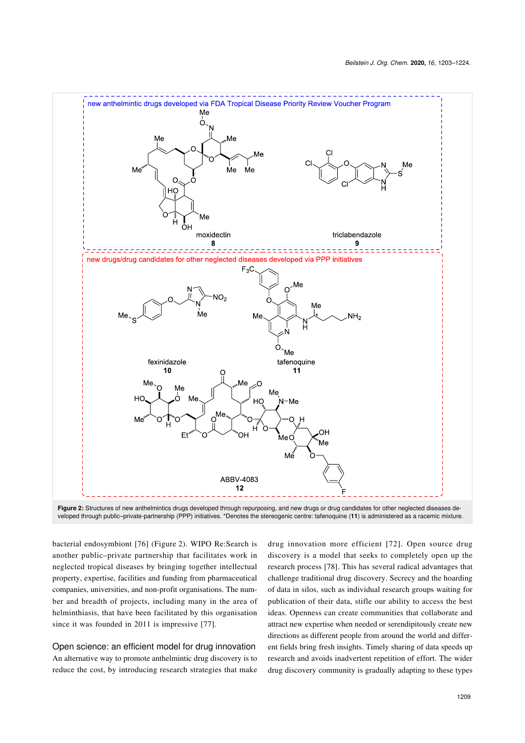**Figure 2:** Structures of new anthelmintics drugs developed through repurposing, and new drugs or drug candidates for other neglected diseases developed through public–private-partnership (PPP) initiatives. *Denotes the stereogenic centre: tafenoquine (**11**) is administered as a racemic mixture.

bacterial endosymbiont [76] (Figure 2). WIPO Re:Search is another public–private partnership that facilitates work in neglected tropical diseases by bringing together intellectual property, expertise, facilities and funding from pharmaceutical companies, universities, and non-profit organisations. The number and breadth of projects, including many in the area of helminthiasis, that have been facilitated by this organisation since it was founded in 2011 is impressive [77].

## Open science: an efficient model for drug innovation

An alternative way to promote anthelmintic drug discovery is to reduce the cost, by introducing research strategies that make drug innovation more efficient [72]. Open source drug discovery is a model that seeks to completely open up the research process [78]. This has several radical advantages that challenge traditional drug discovery. Secrecy and the hoarding of data in silos, such as individual research groups waiting for publication of their data, stifle our ability to access the best ideas. Openness can create communities that collaborate and attract new expertise when needed or serendipitously create new directions as different people from around the world and different fields bring fresh insights. Timely sharing of data speeds up research and avoids inadvertent repetition of effort. The wider drug discovery community is gradually adapting to these types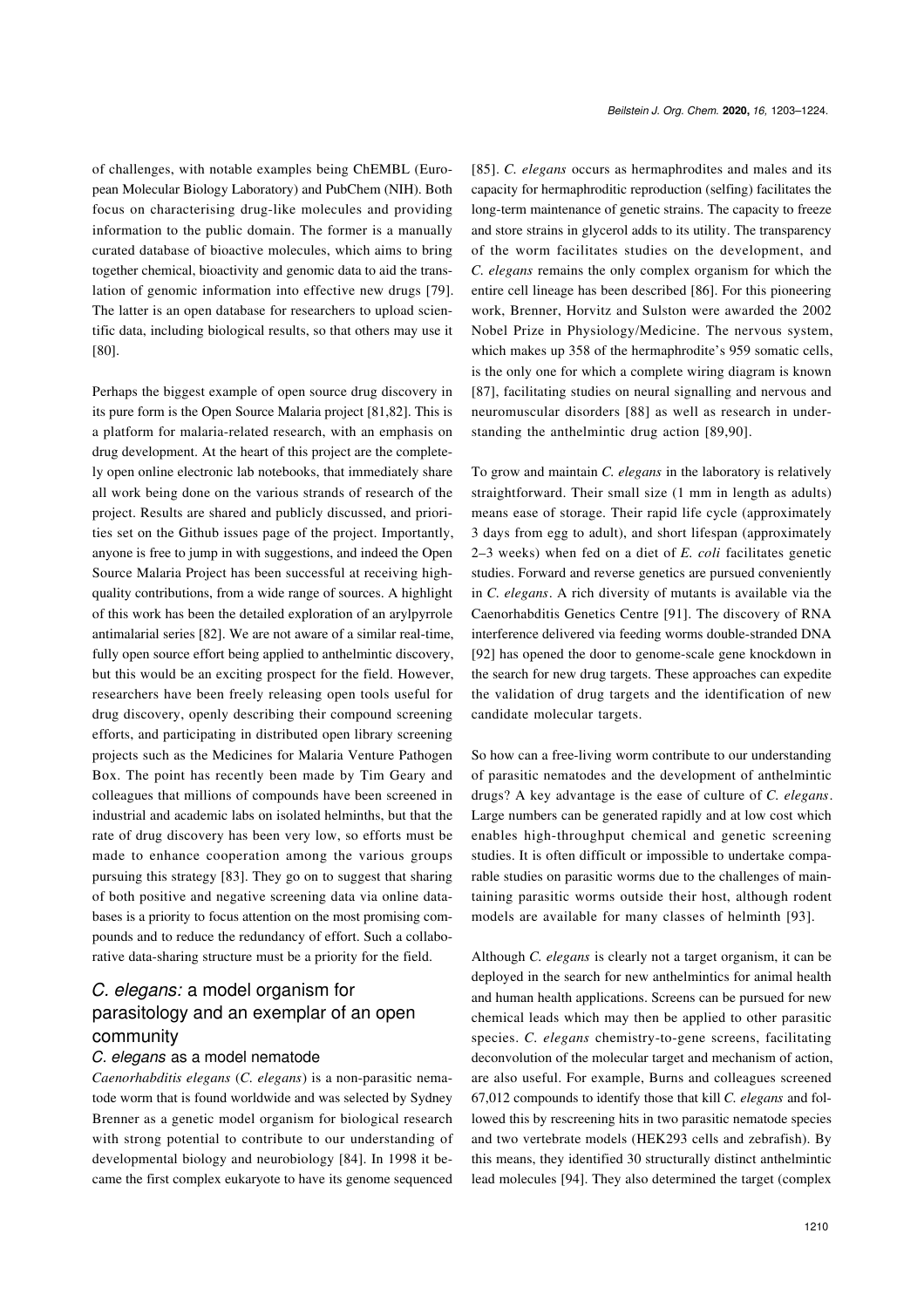of challenges, with notable examples being ChEMBL (European Molecular Biology Laboratory) and PubChem (NIH). Both focus on characterising drug-like molecules and providing information to the public domain. The former is a manually curated database of bioactive molecules, which aims to bring together chemical, bioactivity and genomic data to aid the translation of genomic information into effective new drugs [79]. The latter is an open database for researchers to upload scientific data, including biological results, so that others may use it [80].

Perhaps the biggest example of open source drug discovery in its pure form is the Open Source Malaria project [81,82]. This is a platform for malaria-related research, with an emphasis on drug development. At the heart of this project are the completely open online electronic lab notebooks, that immediately share all work being done on the various strands of research of the project. Results are shared and publicly discussed, and priorities set on the Github issues page of the project. Importantly, anyone is free to jump in with suggestions, and indeed the Open Source Malaria Project has been successful at receiving high-quality contributions, from a wide range of sources. A highlight of this work has been the detailed exploration of an arylpyrrole antimalarial series [82]. We are not aware of a similar real-time, fully open source effort being applied to anthelmintic discovery, but this would be an exciting prospect for the field. However, researchers have been freely releasing open tools useful for drug discovery, openly describing their compound screening efforts, and participating in distributed open library screening projects such as the Medicines for Malaria Venture Pathogen Box. The point has recently been made by Tim Geary and colleagues that millions of compounds have been screened in industrial and academic labs on isolated helminths, but that the rate of drug discovery has been very low, so efforts must be made to enhance cooperation among the various groups pursuing this strategy [83]. They go on to suggest that sharing of both positive and negative screening data via online databases is a priority to focus attention on the most promising compounds and to reduce the redundancy of effort. Such a collaborative data-sharing structure must be a priority for the field.

## *C. elegans:* a model organism for parasitology and an exemplar of an open community

### *C. elegans* as a model nematode

*Caenorhabditis elegans* (*C. elegans*) is a non-parasitic nematode worm that is found worldwide and was selected by Sydney Brenner as a genetic model organism for biological research with strong potential to contribute to our understanding of developmental biology and neurobiology [84]. In 1998 it became the first complex eukaryote to have its genome sequenced [85]. *C. elegans* occurs as hermaphrodites and males and its capacity for hermaphroditic reproduction (selfing) facilitates the long-term maintenance of genetic strains. The capacity to freeze and store strains in glycerol adds to its utility. The transparency of the worm facilitates studies on the development, and *C. elegans* remains the only complex organism for which the entire cell lineage has been described [86]. For this pioneering work, Brenner, Horvitz and Sulston were awarded the 2002 Nobel Prize in Physiology/Medicine. The nervous system, which makes up 358 of the hermaphrodite's 959 somatic cells, is the only one for which a complete wiring diagram is known [87], facilitating studies on neural signalling and nervous and neuromuscular disorders [88] as well as research in understanding the anthelmintic drug action [89,90].

To grow and maintain *C. elegans* in the laboratory is relatively straightforward. Their small size (1 mm in length as adults) means ease of storage. Their rapid life cycle (approximately 3 days from egg to adult), and short lifespan (approximately 2–3 weeks) when fed on a diet of *E. coli* facilitates genetic studies. Forward and reverse genetics are pursued conveniently in *C. elegans*. A rich diversity of mutants is available via the Caenorhabditis Genetics Centre [91]. The discovery of RNA interference delivered via feeding worms double-stranded DNA [92] has opened the door to genome-scale gene knockdown in the search for new drug targets. These approaches can expedite the validation of drug targets and the identification of new candidate molecular targets.

So how can a free-living worm contribute to our understanding of parasitic nematodes and the development of anthelmintic drugs? A key advantage is the ease of culture of *C. elegans*. Large numbers can be generated rapidly and at low cost which enables high-throughput chemical and genetic screening studies. It is often difficult or impossible to undertake comparable studies on parasitic worms due to the challenges of maintaining parasitic worms outside their host, although rodent models are available for many classes of helminth [93].

Although *C. elegans* is clearly not a target organism, it can be deployed in the search for new anthelmintics for animal health and human health applications. Screens can be pursued for new chemical leads which may then be applied to other parasitic species. *C. elegans* chemistry-to-gene screens, facilitating deconvolution of the molecular target and mechanism of action, are also useful. For example, Burns and colleagues screened 67,012 compounds to identify those that kill *C. elegans* and followed this by rescreening hits in two parasitic nematode species and two vertebrate models (HEK293 cells and zebrafish). By this means, they identified 30 structurally distinct anthelmintic lead molecules [94]. They also determined the target (complex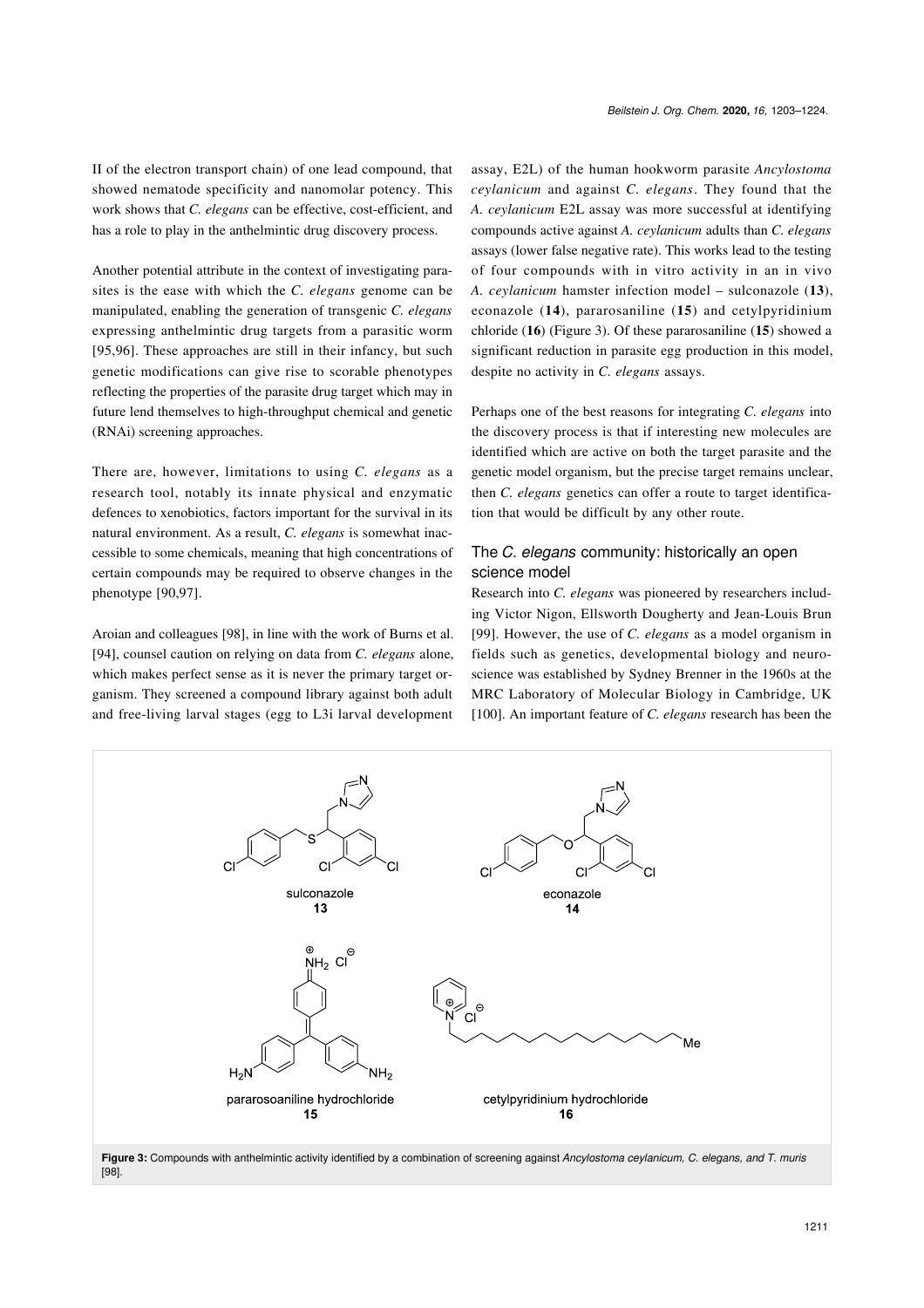II of the electron transport chain) of one lead compound, that showed nematode specificity and nanomolar potency. This work shows that *C. elegans* can be effective, cost-efficient, and has a role to play in the anthelmintic drug discovery process.

Another potential attribute in the context of investigating parasites is the ease with which the *C. elegans* genome can be manipulated, enabling the generation of transgenic *C. elegans* expressing anthelmintic drug targets from a parasitic worm [95,96]. These approaches are still in their infancy, but such genetic modifications can give rise to scorable phenotypes reflecting the properties of the parasite drug target which may in future lend themselves to high-throughput chemical and genetic (RNAi) screening approaches.

There are, however, limitations to using *C. elegans* as a research tool, notably its innate physical and enzymatic defences to xenobiotics, factors important for the survival in its natural environment. As a result, *C. elegans* is somewhat inaccessible to some chemicals, meaning that high concentrations of certain compounds may be required to observe changes in the phenotype [90,97].

Aroian and colleagues [98], in line with the work of Burns et al. [94], counsel caution on relying on data from *C. elegans* alone, which makes perfect sense as it is never the primary target organism. They screened a compound library against both adult and free-living larval stages (egg to L3i larval development assay, E2L) of the human hookworm parasite *Ancylostoma ceylanicum* and against *C. elegans*. They found that the *A. ceylanicum* E2L assay was more successful at identifying compounds active against *A. ceylanicum* adults than *C. elegans* assays (lower false negative rate). This works lead to the testing of four compounds with in vitro activity in an in vivo *A. ceylanicum* hamster infection model – sulconazole (**13**), econazole (**14**), pararosaniline (**15**) and cetylpyridinium chloride (**16**) (Figure 3). Of these pararosaniline (**15**) showed a significant reduction in parasite egg production in this model, despite no activity in *C. elegans* assays.

Perhaps one of the best reasons for integrating *C. elegans* into the discovery process is that if interesting new molecules are identified which are active on both the target parasite and the genetic model organism, but the precise target remains unclear, then *C. elegans* genetics can offer a route to target identification that would be difficult by any other route.

## The *C. elegans* community: historically an open science model

Research into *C. elegans* was pioneered by researchers including Victor Nigon, Ellsworth Dougherty and Jean-Louis Brun [99]. However, the use of *C. elegans* as a model organism in fields such as genetics, developmental biology and neuroscience was established by Sydney Brenner in the 1960s at the MRC Laboratory of Molecular Biology in Cambridge, UK [100]. An important feature of *C. elegans* research has been the

sulconazole
**13**

econazole
**14**

pararosoaniline hydrochloride
**15**

cetylpyridinium hydrochloride
**16**

**Figure 3:** Compounds with anthelmintic activity identified by a combination of screening against *Ancylostoma ceylanicum, C. elegans, and T. muris* [98].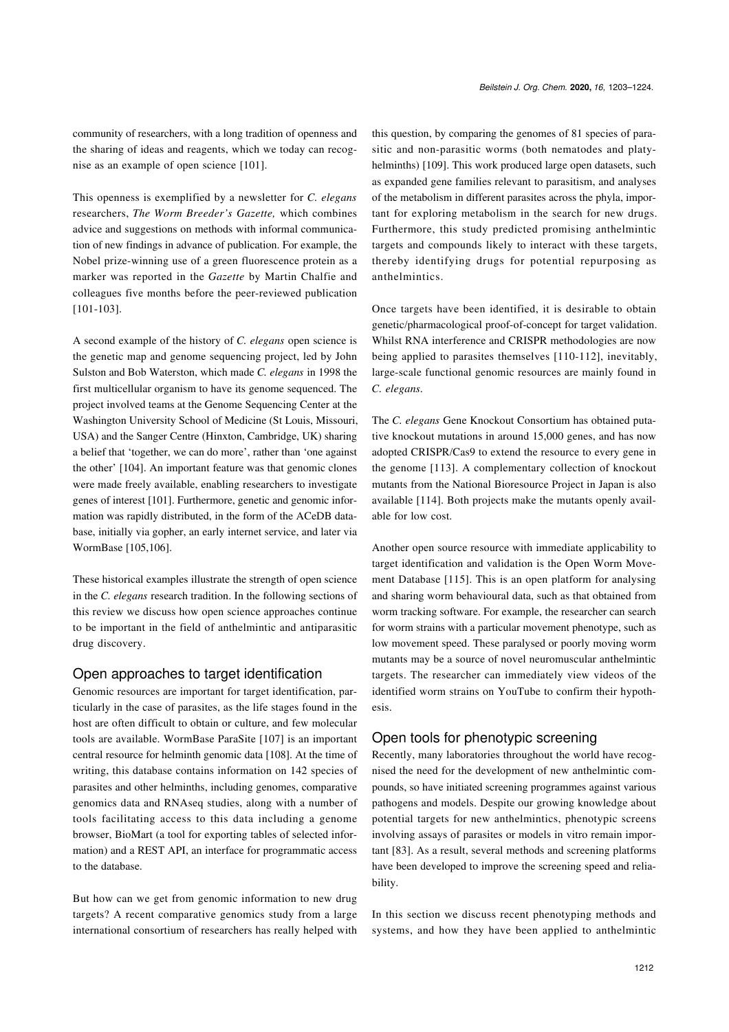community of researchers, with a long tradition of openness and the sharing of ideas and reagents, which we today can recognise as an example of open science [101].

This openness is exemplified by a newsletter for *C. elegans* researchers, *The Worm Breeder's Gazette,* which combines advice and suggestions on methods with informal communication of new findings in advance of publication. For example, the Nobel prize-winning use of a green fluorescence protein as a marker was reported in the *Gazette* by Martin Chalfie and colleagues five months before the peer-reviewed publication [101-103].

A second example of the history of *C. elegans* open science is the genetic map and genome sequencing project, led by John Sulston and Bob Waterston, which made *C. elegans* in 1998 the first multicellular organism to have its genome sequenced. The project involved teams at the Genome Sequencing Center at the Washington University School of Medicine (St Louis, Missouri, USA) and the Sanger Centre (Hinxton, Cambridge, UK) sharing a belief that 'together, we can do more', rather than 'one against the other' [104]. An important feature was that genomic clones were made freely available, enabling researchers to investigate genes of interest [101]. Furthermore, genetic and genomic information was rapidly distributed, in the form of the ACeDB database, initially via gopher, an early internet service, and later via WormBase [105,106].

These historical examples illustrate the strength of open science in the *C. elegans* research tradition. In the following sections of this review we discuss how open science approaches continue to be important in the field of anthelmintic and antiparasitic drug discovery.

## Open approaches to target identification

Genomic resources are important for target identification, particularly in the case of parasites, as the life stages found in the host are often difficult to obtain or culture, and few molecular tools are available. WormBase ParaSite [107] is an important central resource for helminth genomic data [108]. At the time of writing, this database contains information on 142 species of parasites and other helminths, including genomes, comparative genomics data and RNAseq studies, along with a number of tools facilitating access to this data including a genome browser, BioMart (a tool for exporting tables of selected information) and a REST API, an interface for programmatic access to the database.

But how can we get from genomic information to new drug targets? A recent comparative genomics study from a large international consortium of researchers has really helped with this question, by comparing the genomes of 81 species of parasitic and non-parasitic worms (both nematodes and platyhelminths) [109]. This work produced large open datasets, such as expanded gene families relevant to parasitism, and analyses of the metabolism in different parasites across the phyla, important for exploring metabolism in the search for new drugs. Furthermore, this study predicted promising anthelmintic targets and compounds likely to interact with these targets, thereby identifying drugs for potential repurposing as anthelmintics.

Once targets have been identified, it is desirable to obtain genetic/pharmacological proof-of-concept for target validation. Whilst RNA interference and CRISPR methodologies are now being applied to parasites themselves [110-112], inevitably, large-scale functional genomic resources are mainly found in *C. elegans*.

The *C. elegans* Gene Knockout Consortium has obtained putative knockout mutations in around 15,000 genes, and has now adopted CRISPR/Cas9 to extend the resource to every gene in the genome [113]. A complementary collection of knockout mutants from the National Bioresource Project in Japan is also available [114]. Both projects make the mutants openly available for low cost.

Another open source resource with immediate applicability to target identification and validation is the Open Worm Movement Database [115]. This is an open platform for analysing and sharing worm behavioural data, such as that obtained from worm tracking software. For example, the researcher can search for worm strains with a particular movement phenotype, such as low movement speed. These paralysed or poorly moving worm mutants may be a source of novel neuromuscular anthelmintic targets. The researcher can immediately view videos of the identified worm strains on YouTube to confirm their hypothesis.

## Open tools for phenotypic screening

Recently, many laboratories throughout the world have recognised the need for the development of new anthelmintic compounds, so have initiated screening programmes against various pathogens and models. Despite our growing knowledge about potential targets for new anthelmintics, phenotypic screens involving assays of parasites or models in vitro remain important [83]. As a result, several methods and screening platforms have been developed to improve the screening speed and reliability.

In this section we discuss recent phenotyping methods and systems, and how they have been applied to anthelmintic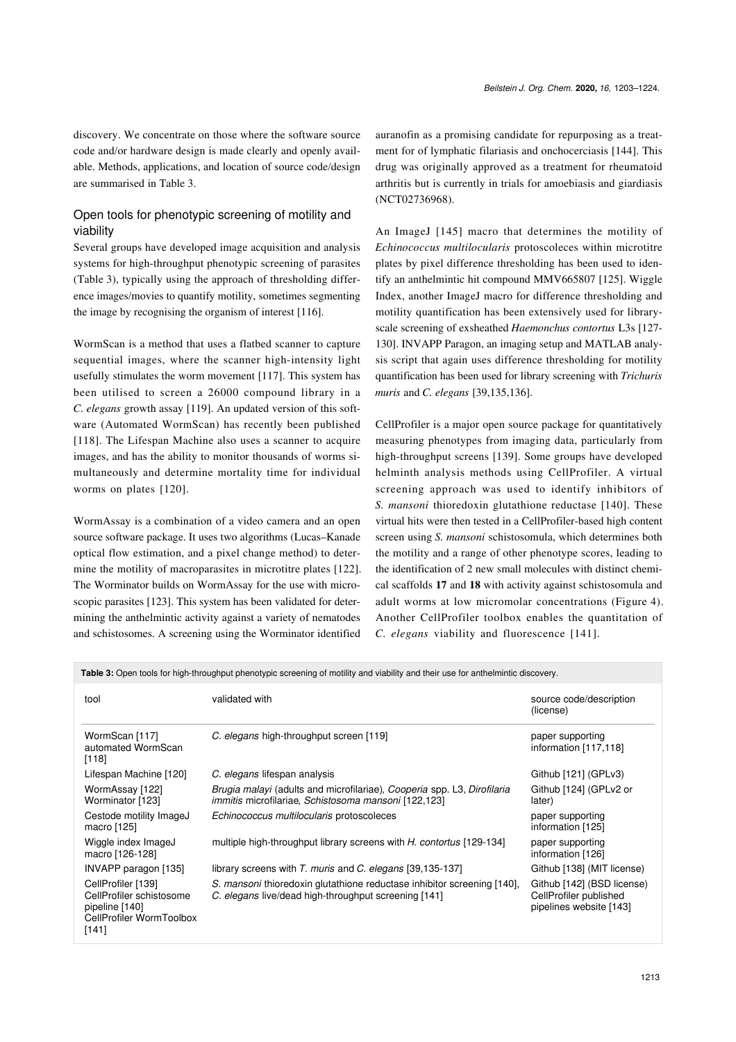discovery. We concentrate on those where the software source code and/or hardware design is made clearly and openly available. Methods, applications, and location of source code/design are summarised in Table 3.

## Open tools for phenotypic screening of motility and viability

Several groups have developed image acquisition and analysis systems for high-throughput phenotypic screening of parasites (Table 3), typically using the approach of thresholding difference images/movies to quantify motility, sometimes segmenting the image by recognising the organism of interest [116].

WormScan is a method that uses a flatbed scanner to capture sequential images, where the scanner high-intensity light usefully stimulates the worm movement [117]. This system has been utilised to screen a 26000 compound library in a *C. elegans* growth assay [119]. An updated version of this software (Automated WormScan) has recently been published [118]. The Lifespan Machine also uses a scanner to acquire images, and has the ability to monitor thousands of worms simultaneously and determine mortality time for individual worms on plates [120].

WormAssay is a combination of a video camera and an open source software package. It uses two algorithms (Lucas–Kanade optical flow estimation, and a pixel change method) to determine the motility of macroparasites in microtitre plates [122]. The Worminator builds on WormAssay for the use with microscopic parasites [123]. This system has been validated for determining the anthelmintic activity against a variety of nematodes and schistosomes. A screening using the Worminator identified auranofin as a promising candidate for repurposing as a treatment for of lymphatic filariasis and onchocerciasis [144]. This drug was originally approved as a treatment for rheumatoid arthritis but is currently in trials for amoebiasis and giardiasis (NCT02736968).

An ImageJ [145] macro that determines the motility of *Echinococcus multilocularis* protoscoleces within microtitre plates by pixel difference thresholding has been used to identify an anthelmintic hit compound MMV665807 [125]. Wiggle Index, another ImageJ macro for difference thresholding and motility quantification has been extensively used for library-scale screening of exsheathed *Haemonchus contortus* L3s [127-130]. INVAPP Paragon, an imaging setup and MATLAB analysis script that again uses difference thresholding for motility quantification has been used for library screening with *Trichuris muris* and *C. elegans* [39,135,136].

CellProfiler is a major open source package for quantitatively measuring phenotypes from imaging data, particularly from high-throughput screens [139]. Some groups have developed helminth analysis methods using CellProfiler. A virtual screening approach was used to identify inhibitors of *S. mansoni* thioredoxin glutathione reductase [140]. These virtual hits were then tested in a CellProfiler-based high content screen using *S. mansoni* schistosomula, which determines both the motility and a range of other phenotype scores, leading to the identification of 2 new small molecules with distinct chemical scaffolds **17** and **18** with activity against schistosomula and adult worms at low micromolar concentrations (Figure 4). Another CellProfiler toolbox enables the quantitation of *C. elegans* viability and fluorescence [141].

**Table 3:** Open tools for high-throughput phenotypic screening of motility and viability and their use for anthelmintic discovery.

| tool | validated with | source code/description (license) |
|---|---|---|
| WormScan [117] automated WormScan [118] | *C. elegans* high-throughput screen [119] | paper supporting information [117,118] |
| Lifespan Machine [120] | *C. elegans* lifespan analysis | Github [121] (GPLv3) |
| WormAssay [122] Worminator [123] | *Brugia malayi* (adults and microfilariae), *Cooperia* spp. L3, *Dirofilaria immitis* microfilariae, *Schistosoma mansoni* [122,123] | Github [124] (GPLv2 or later) |
| Cestode motility ImageJ macro [125] | *Echinococcus multilocularis* protoscoleces | paper supporting information [125] |
| Wiggle index ImageJ macro [126-128] | multiple high-throughput library screens with *H. contortus* [129-134] | paper supporting information [126] |
| INVAPP paragon [135] | library screens with *T. muris* and *C. elegans* [39,135-137] | Github [138] (MIT license) |
| CellProfiler [139] CellProfiler schistosome pipeline [140] CellProfiler WormToolbox [141] | *S. mansoni* thioredoxin glutathione reductase inhibitor screening [140], *C. elegans* live/dead high-throughput screening [141] | Github [142] (BSD license) CellProfiler published pipelines website [143] |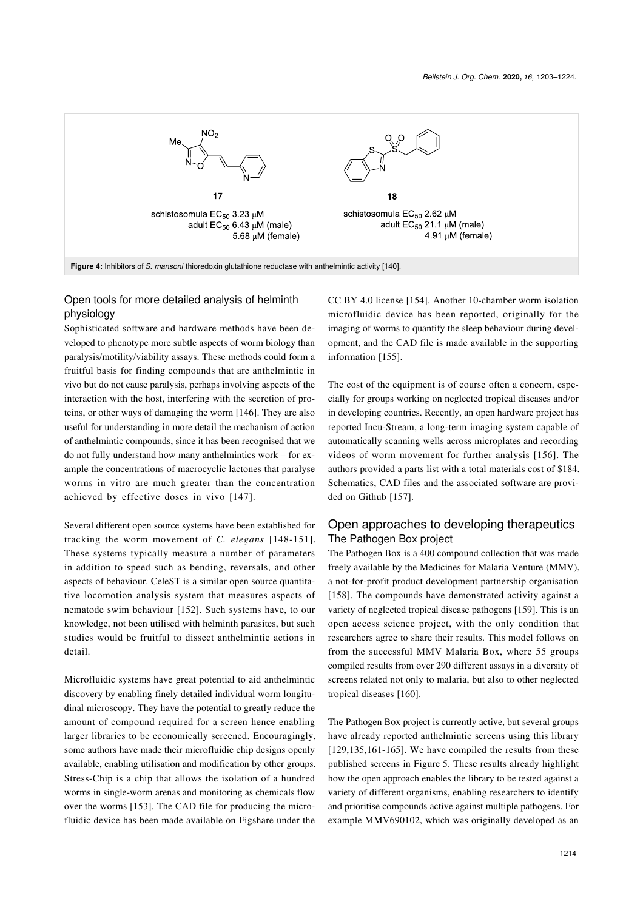17

schistosomula $EC_{50}$ 3.23 μM
adult $EC_{50}$ 6.43 μM (male)
5.68 μM (female)

18

schistosomula $EC_{50}$ 2.62 μM
adult $EC_{50}$ 21.1 μM (male)
4.91 μM (female)

**Figure 4:** Inhibitors of *S. mansoni* thioredoxin glutathione reductase with anthelmintic activity [140].

### Open tools for more detailed analysis of helminth physiology

Sophisticated software and hardware methods have been developed to phenotype more subtle aspects of worm biology than paralysis/motility/viability assays. These methods could form a fruitful basis for finding compounds that are anthelmintic in vivo but do not cause paralysis, perhaps involving aspects of the interaction with the host, interfering with the secretion of proteins, or other ways of damaging the worm [146]. They are also useful for understanding in more detail the mechanism of action of anthelmintic compounds, since it has been recognised that we do not fully understand how many anthelmintics work – for example the concentrations of macrocyclic lactones that paralyse worms in vitro are much greater than the concentration achieved by effective doses in vivo [147].

Several different open source systems have been established for tracking the worm movement of *C. elegans* [148-151]. These systems typically measure a number of parameters in addition to speed such as bending, reversals, and other aspects of behaviour. CeleST is a similar open source quantitative locomotion analysis system that measures aspects of nematode swim behaviour [152]. Such systems have, to our knowledge, not been utilised with helminth parasites, but such studies would be fruitful to dissect anthelmintic actions in detail.

Microfluidic systems have great potential to aid anthelmintic discovery by enabling finely detailed individual worm longitudinal microscopy. They have the potential to greatly reduce the amount of compound required for a screen hence enabling larger libraries to be economically screened. Encouragingly, some authors have made their microfluidic chip designs openly available, enabling utilisation and modification by other groups. Stress-Chip is a chip that allows the isolation of a hundred worms in single-worm arenas and monitoring as chemicals flow over the worms [153]. The CAD file for producing the microfluidic device has been made available on Figshare under the CC BY 4.0 license [154]. Another 10-chamber worm isolation microfluidic device has been reported, originally for the imaging of worms to quantify the sleep behaviour during development, and the CAD file is made available in the supporting information [155].

The cost of the equipment is of course often a concern, especially for groups working on neglected tropical diseases and/or in developing countries. Recently, an open hardware project has reported Incu-Stream, a long-term imaging system capable of automatically scanning wells across microplates and recording videos of worm movement for further analysis [156]. The authors provided a parts list with a total materials cost of $184. Schematics, CAD files and the associated software are provided on Github [157].

## Open approaches to developing therapeutics

### The Pathogen Box project

The Pathogen Box is a 400 compound collection that was made freely available by the Medicines for Malaria Venture (MMV), a not-for-profit product development partnership organisation [158]. The compounds have demonstrated activity against a variety of neglected tropical disease pathogens [159]. This is an open access science project, with the only condition that researchers agree to share their results. This model follows on from the successful MMV Malaria Box, where 55 groups compiled results from over 290 different assays in a diversity of screens related not only to malaria, but also to other neglected tropical diseases [160].

The Pathogen Box project is currently active, but several groups have already reported anthelmintic screens using this library [129,135,161-165]. We have compiled the results from these published screens in Figure 5. These results already highlight how the open approach enables the library to be tested against a variety of different organisms, enabling researchers to identify and prioritise compounds active against multiple pathogens. For example MMV690102, which was originally developed as an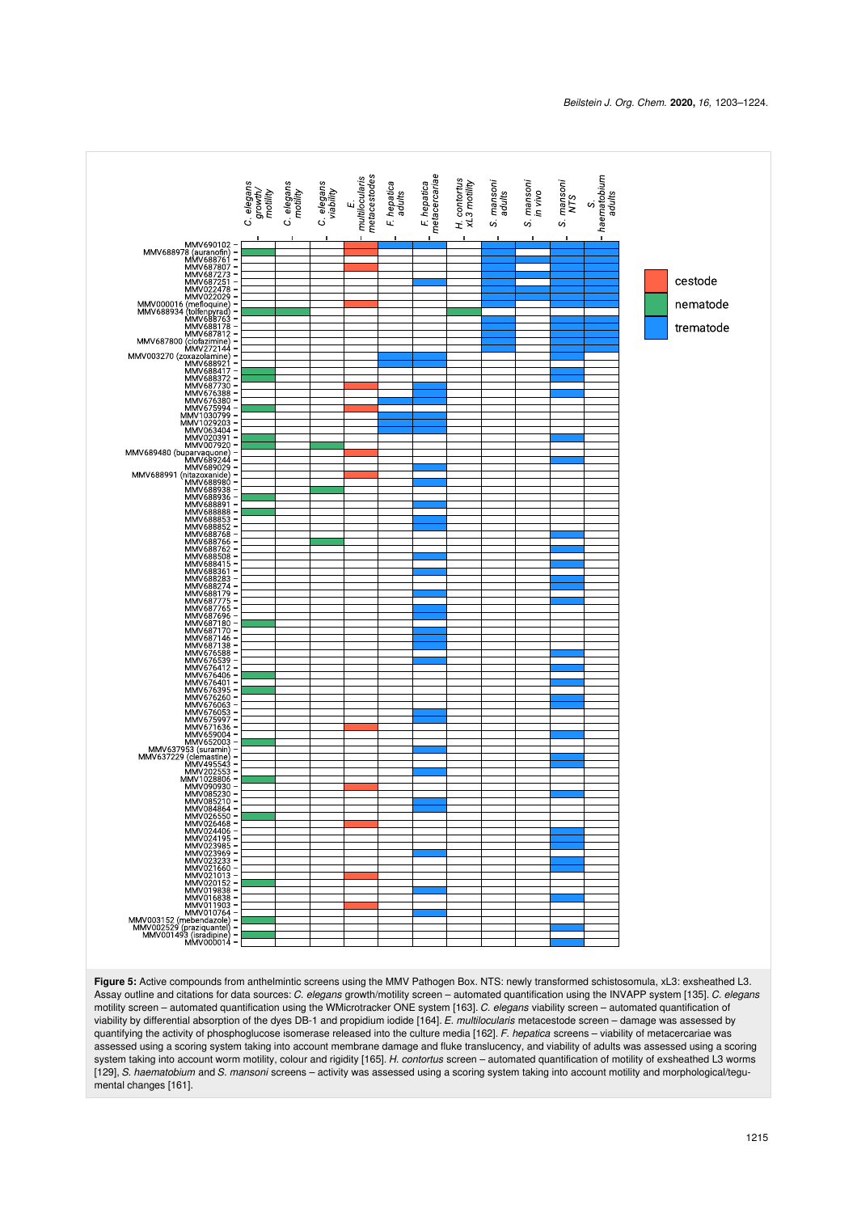**Figure 5:** Active compounds from anthelmintic screens using the MMV Pathogen Box. NTS: newly transformed schistosomula, xL3: exsheathed L3. Assay outline and citations for data sources: *C. elegans* growth/motility screen – automated quantification using the INVAPP system [135]. *C. elegans* motility screen – automated quantification using the WMicrotracker ONE system [163]. *C. elegans* viability screen – automated quantification of viability by differential absorption of the dyes DB-1 and propidium iodide [164]. *E. multilocularis* metacestode screen – damage was assessed by quantifying the activity of phosphoglucose isomerase released into the culture media [162]. *F. hepatica* screens – viability of metacercariae was assessed using a scoring system taking into account membrane damage and fluke translucency, and viability of adults was assessed using a scoring system taking into account worm motility, colour and rigidity [165]. *H. contortus* screen – automated quantification of motility of exsheathed L3 worms [129], *S. haematobium* and *S. mansoni* screens – activity was assessed using a scoring system taking into account motility and morphological/tegumental changes [161].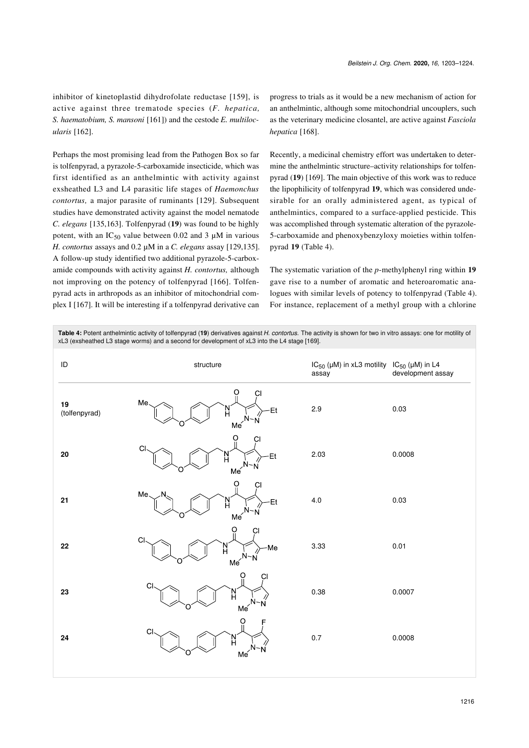inhibitor of kinetoplastid dihydrofolate reductase [159], is active against three trematode species (*F. hepatica, S. haematobium, S. mansoni* [161]) and the cestode *E. multilocularis* [162].

Perhaps the most promising lead from the Pathogen Box so far is tolfenpyrad, a pyrazole-5-carboxamide insecticide, which was first identified as an anthelmintic with activity against exsheathed L3 and L4 parasitic life stages of *Haemonchus contortus,* a major parasite of ruminants [129]. Subsequent studies have demonstrated activity against the model nematode *C. elegans* [135,163]. Tolfenpyrad (**19**) was found to be highly potent, with an $IC_{50}$ value between 0.02 and 3 µM in various *H. contortus* assays and 0.2 µM in a *C. elegans* assay [129,135]. A follow-up study identified two additional pyrazole-5-carboxamide compounds with activity against *H. contortus,* although not improving on the potency of tolfenpyrad [166]. Tolfenpyrad acts in arthropods as an inhibitor of mitochondrial complex I [167]. It will be interesting if a tolfenpyrad derivative can progress to trials as it would be a new mechanism of action for an anthelmintic, although some mitochondrial uncouplers, such as the veterinary medicine closantel, are active against *Fasciola hepatica* [168].

Recently, a medicinal chemistry effort was undertaken to determine the anthelmintic structure–activity relationships for tolfenpyrad (**19**) [169]. The main objective of this work was to reduce the lipophilicity of tolfenpyrad **19**, which was considered undesirable for an orally administered agent, as typical of anthelmintics, compared to a surface-applied pesticide. This was accomplished through systematic alteration of the pyrazole-5-carboxamide and phenoxybenzyloxy moieties within tolfenpyrad **19** (Table 4).

The systematic variation of the *p*-methylphenyl ring within **19** gave rise to a number of aromatic and heteroaromatic analogues with similar levels of potency to tolfenpyrad (Table 4). For instance, replacement of a methyl group with a chlorine

**Table 4:** Potent anthelmintic activity of tolfenpyrad (**19**) derivatives against *H. contortus.* The activity is shown for two in vitro assays: one for motility of xL3 (exsheathed L3 stage worms) and a second for development of xL3 into the L4 stage [169].

| ID | structure | $IC_{50}$ (µM) in xL3 motility assay | $IC_{50}$ (µM) in L4 development assay |
|---|---|---|---|
| **19** (tolfenpyrad) | | 2.9 | 0.03 |
| **20** | | 2.03 | 0.0008 |
| **21** | | 4.0 | 0.03 |
| **22** | | 3.33 | 0.01 |
| **23** | | 0.38 | 0.0007 |
| **24** | | 0.7 | 0.0008 |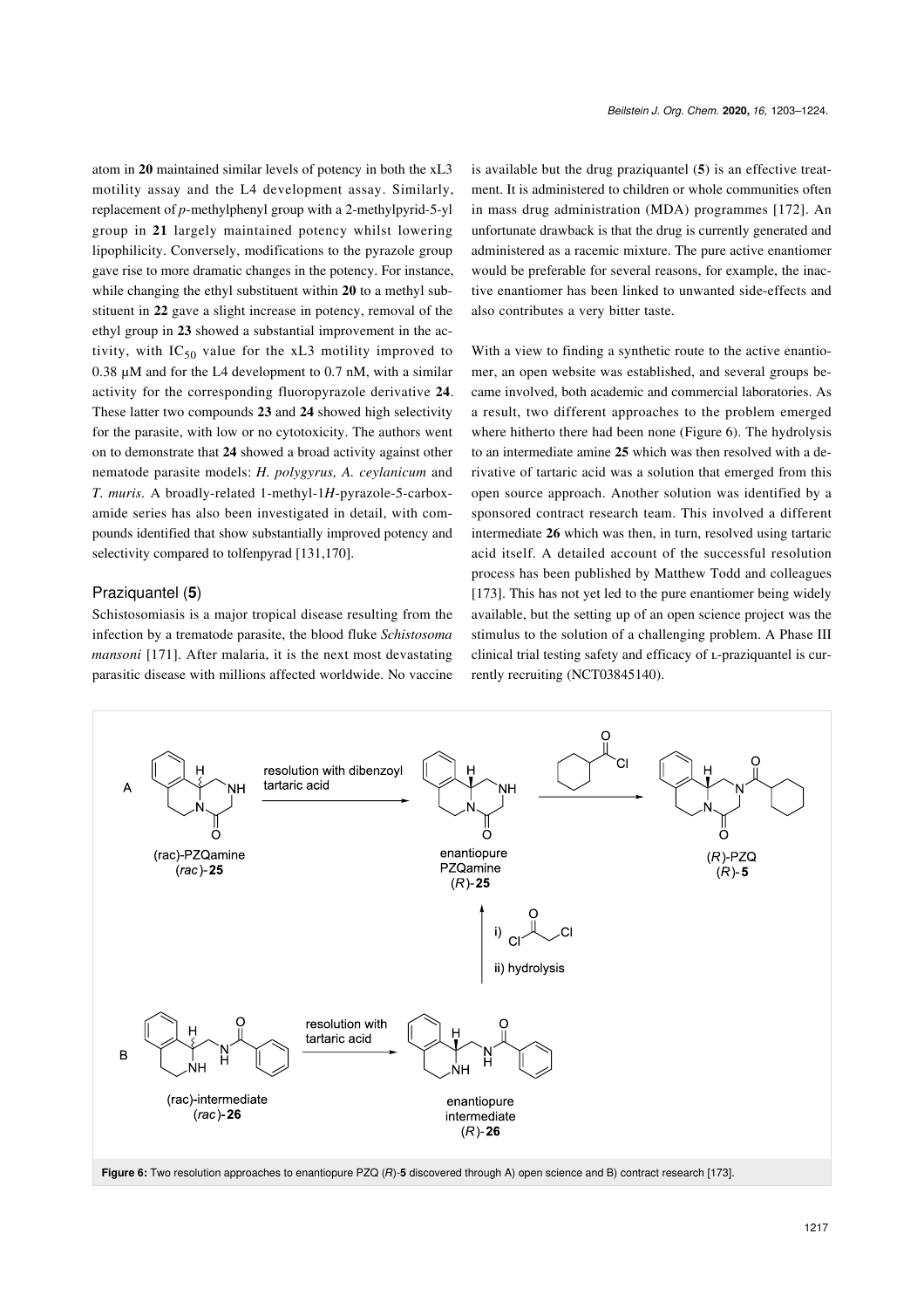atom in **20** maintained similar levels of potency in both the xL3 motility assay and the L4 development assay. Similarly, replacement of *p*-methylphenyl group with a 2-methylpyrid-5-yl group in **21** largely maintained potency whilst lowering lipophilicity. Conversely, modifications to the pyrazole group gave rise to more dramatic changes in the potency. For instance, while changing the ethyl substituent within **20** to a methyl substituent in **22** gave a slight increase in potency, removal of the ethyl group in **23** showed a substantial improvement in the activity, with $IC_{50}$ value for the xL3 motility improved to 0.38 µM and for the L4 development to 0.7 nM, with a similar activity for the corresponding fluoropyrazole derivative **24**. These latter two compounds **23** and **24** showed high selectivity for the parasite, with low or no cytotoxicity. The authors went on to demonstrate that **24** showed a broad activity against other nematode parasite models: *H. polygyrus, A. ceylanicum* and *T. muris.* A broadly-related 1-methyl-1*H*-pyrazole-5-carboxamide series has also been investigated in detail, with compounds identified that show substantially improved potency and selectivity compared to tolfenpyrad [131,170].

## Praziquantel (5)

Schistosomiasis is a major tropical disease resulting from the infection by a trematode parasite, the blood fluke *Schistosoma mansoni* [171]. After malaria, it is the next most devastating parasitic disease with millions affected worldwide. No vaccine is available but the drug praziquantel (**5**) is an effective treatment. It is administered to children or whole communities often in mass drug administration (MDA) programmes [172]. An unfortunate drawback is that the drug is currently generated and administered as a racemic mixture. The pure active enantiomer would be preferable for several reasons, for example, the inactive enantiomer has been linked to unwanted side-effects and also contributes a very bitter taste.

With a view to finding a synthetic route to the active enantiomer, an open website was established, and several groups became involved, both academic and commercial laboratories. As a result, two different approaches to the problem emerged where hitherto there had been none (Figure 6). The hydrolysis to an intermediate amine **25** which was then resolved with a derivative of tartaric acid was a solution that emerged from this open source approach. Another solution was identified by a sponsored contract research team. This involved a different intermediate **26** which was then, in turn, resolved using tartaric acid itself. A detailed account of the successful resolution process has been published by Matthew Todd and colleagues [173]. This has not yet led to the pure enantiomer being widely available, but the setting up of an open science project was the stimulus to the solution of a challenging problem. A Phase III clinical trial testing safety and efficacy of L-praziquantel is currently recruiting (NCT03845140).

**Figure 6:** Two resolution approaches to enantiopure PZQ (*R*)-**5** discovered through A) open science and B) contract research [173].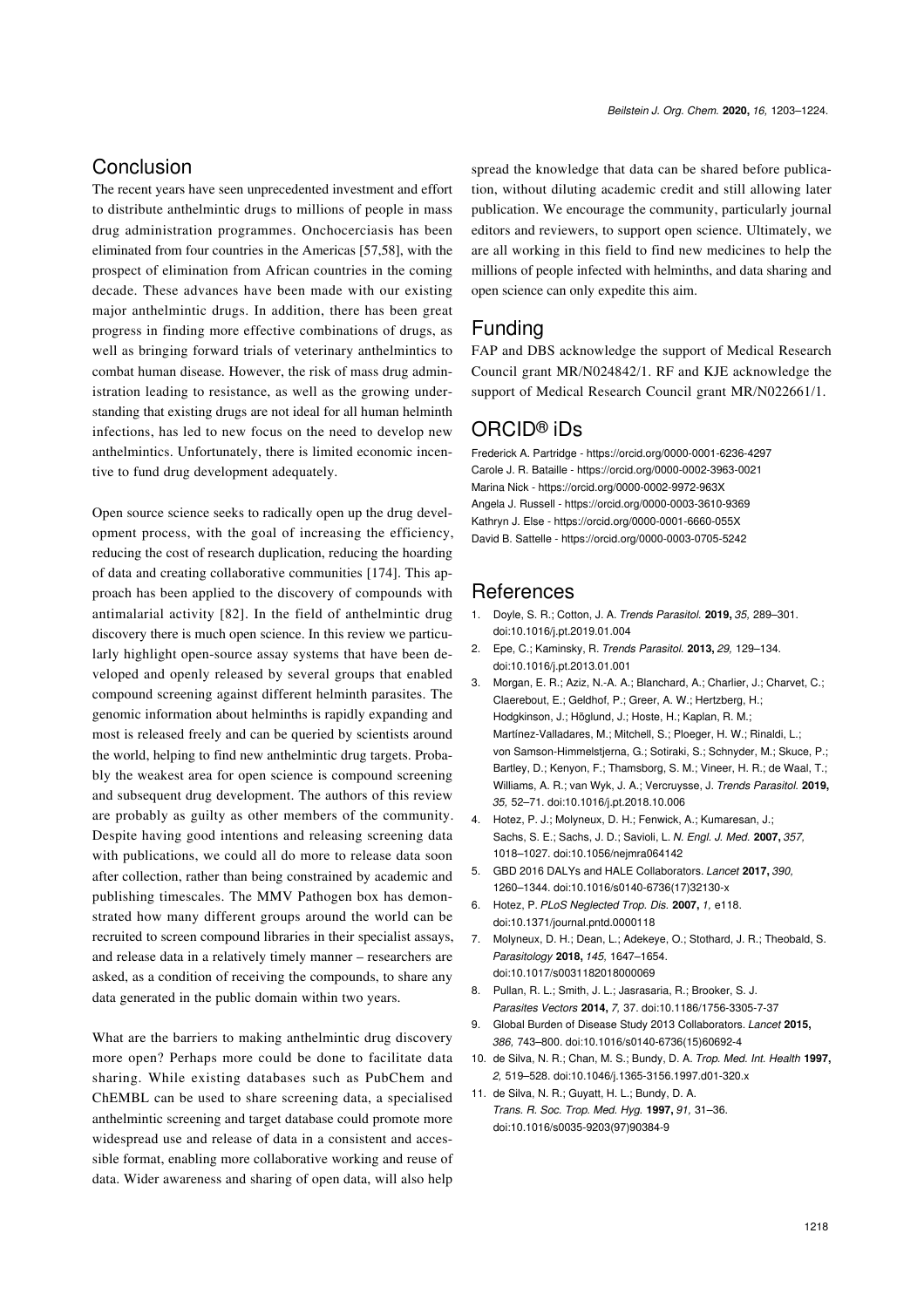## Conclusion

The recent years have seen unprecedented investment and effort to distribute anthelmintic drugs to millions of people in mass drug administration programmes. Onchocerciasis has been eliminated from four countries in the Americas [57,58], with the prospect of elimination from African countries in the coming decade. These advances have been made with our existing major anthelmintic drugs. In addition, there has been great progress in finding more effective combinations of drugs, as well as bringing forward trials of veterinary anthelmintics to combat human disease. However, the risk of mass drug administration leading to resistance, as well as the growing understanding that existing drugs are not ideal for all human helminth infections, has led to new focus on the need to develop new anthelmintics. Unfortunately, there is limited economic incentive to fund drug development adequately.

Open source science seeks to radically open up the drug development process, with the goal of increasing the efficiency, reducing the cost of research duplication, reducing the hoarding of data and creating collaborative communities [174]. This approach has been applied to the discovery of compounds with antimalarial activity [82]. In the field of anthelmintic drug discovery there is much open science. In this review we particularly highlight open-source assay systems that have been developed and openly released by several groups that enabled compound screening against different helminth parasites. The genomic information about helminths is rapidly expanding and most is released freely and can be queried by scientists around the world, helping to find new anthelmintic drug targets. Probably the weakest area for open science is compound screening and subsequent drug development. The authors of this review are probably as guilty as other members of the community. Despite having good intentions and releasing screening data with publications, we could all do more to release data soon after collection, rather than being constrained by academic and publishing timescales. The MMV Pathogen box has demonstrated how many different groups around the world can be recruited to screen compound libraries in their specialist assays, and release data in a relatively timely manner – researchers are asked, as a condition of receiving the compounds, to share any data generated in the public domain within two years.

What are the barriers to making anthelmintic drug discovery more open? Perhaps more could be done to facilitate data sharing. While existing databases such as PubChem and ChEMBL can be used to share screening data, a specialised anthelmintic screening and target database could promote more widespread use and release of data in a consistent and accessible format, enabling more collaborative working and reuse of data. Wider awareness and sharing of open data, will also help spread the knowledge that data can be shared before publication, without diluting academic credit and still allowing later publication. We encourage the community, particularly journal editors and reviewers, to support open science. Ultimately, we are all working in this field to find new medicines to help the millions of people infected with helminths, and data sharing and open science can only expedite this aim.

## Funding

FAP and DBS acknowledge the support of Medical Research Council grant MR/N024842/1. RF and KJE acknowledge the support of Medical Research Council grant MR/N022661/1.

## ORCID® iDs

Frederick A. Partridge - https://orcid.org/0000-0001-6236-4297
Carole J. R. Bataille - https://orcid.org/0000-0002-3963-0021
Marina Nick - https://orcid.org/0000-0002-9972-963X
Angela J. Russell - https://orcid.org/0000-0003-3610-9369
Kathryn J. Else - https://orcid.org/0000-0001-6660-055X
David B. Sattelle - https://orcid.org/0000-0003-0705-5242

## References

1. Doyle, S. R.; Cotton, J. A. *Trends Parasitol.* **2019,** *35,* 289–301. doi:10.1016/j.pt.2019.01.004
2. Epe, C.; Kaminsky, R. *Trends Parasitol.* **2013,** *29,* 129–134. doi:10.1016/j.pt.2013.01.001
3. Morgan, E. R.; Aziz, N.-A. A.; Blanchard, A.; Charlier, J.; Charvet, C.; Claerebout, E.; Geldhof, P.; Greer, A. W.; Hertzberg, H.; Hodgkinson, J.; Höglund, J.; Hoste, H.; Kaplan, R. M.; Martínez-Valladares, M.; Mitchell, S.; Ploeger, H. W.; Rinaldi, L.; von Samson-Himmelstjerna, G.; Sotiraki, S.; Schnyder, M.; Skuce, P.; Bartley, D.; Kenyon, F.; Thamsborg, S. M.; Vineer, H. R.; de Waal, T.; Williams, A. R.; van Wyk, J. A.; Vercruysse, J. *Trends Parasitol.* **2019,** *35,* 52–71. doi:10.1016/j.pt.2018.10.006
4. Hotez, P. J.; Molyneux, D. H.; Fenwick, A.; Kumaresan, J.; Sachs, S. E.; Sachs, J. D.; Savioli, L. *N. Engl. J. Med.* **2007,** *357,* 1018–1027. doi:10.1056/nejmra064142
5. GBD 2016 DALYs and HALE Collaborators. *Lancet* **2017,** *390,* 1260–1344. doi:10.1016/s0140-6736(17)32130-x
6. Hotez, P. *PLoS Neglected Trop. Dis.* **2007,** *1,* e118. doi:10.1371/journal.pntd.0000118
7. Molyneux, D. H.; Dean, L.; Adekeye, O.; Stothard, J. R.; Theobald, S. *Parasitology* **2018,** *145,* 1647–1654. doi:10.1017/s0031182018000069
8. Pullan, R. L.; Smith, J. L.; Jasrasaria, R.; Brooker, S. J. *Parasites Vectors* **2014,** *7,* 37. doi:10.1186/1756-3305-7-37
9. Global Burden of Disease Study 2013 Collaborators. *Lancet* **2015,** *386,* 743–800. doi:10.1016/s0140-6736(15)60692-4
10. de Silva, N. R.; Chan, M. S.; Bundy, D. A. *Trop. Med. Int. Health* **1997,** *2,* 519–528. doi:10.1046/j.1365-3156.1997.d01-320.x
11. de Silva, N. R.; Guyatt, H. L.; Bundy, D. A. *Trans. R. Soc. Trop. Med. Hyg.* **1997,** *91,* 31–36. doi:10.1016/s0035-9203(97)90384-9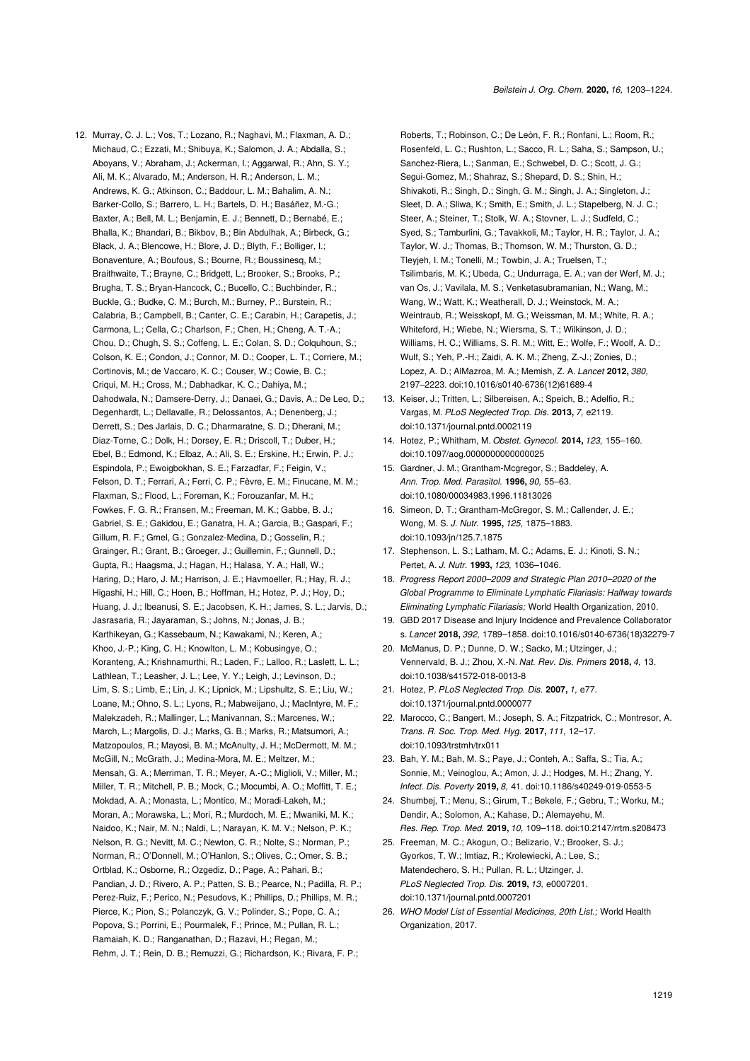12. Murray, C. J. L.; Vos, T.; Lozano, R.; Naghavi, M.; Flaxman, A. D.; Michaud, C.; Ezzati, M.; Shibuya, K.; Salomon, J. A.; Abdalla, S.; Aboyans, V.; Abraham, J.; Ackerman, I.; Aggarwal, R.; Ahn, S. Y.; Ali, M. K.; Alvarado, M.; Anderson, H. R.; Anderson, L. M.; Andrews, K. G.; Atkinson, C.; Baddour, L. M.; Bahalim, A. N.; Barker-Collo, S.; Barrero, L. H.; Bartels, D. H.; Basáñez, M.-G.; Baxter, A.; Bell, M. L.; Benjamin, E. J.; Bennett, D.; Bernabé, E.; Bhalla, K.; Bhandari, B.; Bikbov, B.; Bin Abdulhak, A.; Birbeck, G.; Black, J. A.; Blencowe, H.; Blore, J. D.; Blyth, F.; Bolliger, I.; Bonaventure, A.; Boufous, S.; Bourne, R.; Boussinesq, M.; Braithwaite, T.; Brayne, C.; Bridgett, L.; Brooker, S.; Brooks, P.; Brugha, T. S.; Bryan-Hancock, C.; Bucello, C.; Buchbinder, R.; Buckle, G.; Budke, C. M.; Burch, M.; Burney, P.; Burstein, R.; Calabria, B.; Campbell, B.; Canter, C. E.; Carabin, H.; Carapetis, J.; Carmona, L.; Cella, C.; Charlson, F.; Chen, H.; Cheng, A. T.-A.; Chou, D.; Chugh, S. S.; Coffeng, L. E.; Colan, S. D.; Colquhoun, S.; Colson, K. E.; Condon, J.; Connor, M. D.; Cooper, L. T.; Corriere, M.; Cortinovis, M.; de Vaccaro, K. C.; Couser, W.; Cowie, B. C.; Criqui, M. H.; Cross, M.; Dabhadkar, K. C.; Dahiya, M.; Dahodwala, N.; Damsere-Derry, J.; Danaei, G.; Davis, A.; De Leo, D.; Degenhardt, L.; Dellavalle, R.; Delossantos, A.; Denenberg, J.; Derrett, S.; Des Jarlais, D. C.; Dharmaratne, S. D.; Dherani, M.; Diaz-Torne, C.; Dolk, H.; Dorsey, E. R.; Driscoll, T.; Duber, H.; Ebel, B.; Edmond, K.; Elbaz, A.; Ali, S. E.; Erskine, H.; Erwin, P. J.; Espindola, P.; Ewoigbokhan, S. E.; Farzadfar, F.; Feigin, V.; Felson, D. T.; Ferrari, A.; Ferri, C. P.; Fèvre, E. M.; Finucane, M. M.; Flaxman, S.; Flood, L.; Foreman, K.; Forouzanfar, M. H.; Fowkes, F. G. R.; Fransen, M.; Freeman, M. K.; Gabbe, B. J.; Gabriel, S. E.; Gakidou, E.; Ganatra, H. A.; Garcia, B.; Gaspari, F.; Gillum, R. F.; Gmel, G.; Gonzalez-Medina, D.; Gosselin, R.; Grainger, R.; Grant, B.; Groeger, J.; Guillemin, F.; Gunnell, D.; Gupta, R.; Haagsma, J.; Hagan, H.; Halasa, Y. A.; Hall, W.; Haring, D.; Haro, J. M.; Harrison, J. E.; Havmoeller, R.; Hay, R. J.; Higashi, H.; Hill, C.; Hoen, B.; Hoffman, H.; Hotez, P. J.; Hoy, D.; Huang, J. J.; Ibeanusi, S. E.; Jacobsen, K. H.; James, S. L.; Jarvis, D.; Jasrasaria, R.; Jayaraman, S.; Johns, N.; Jonas, J. B.; Karthikeyan, G.; Kassebaum, N.; Kawakami, N.; Keren, A.; Khoo, J.-P.; King, C. H.; Knowlton, L. M.; Kobusingye, O.; Koranteng, A.; Krishnamurthi, R.; Laden, F.; Lalloo, R.; Laslett, L. L.; Lathlean, T.; Leasher, J. L.; Lee, Y. Y.; Leigh, J.; Levinson, D.; Lim, S. S.; Limb, E.; Lin, J. K.; Lipnick, M.; Lipshultz, S. E.; Liu, W.; Loane, M.; Ohno, S. L.; Lyons, R.; Mabweijano, J.; MacIntyre, M. F.; Malekzadeh, R.; Mallinger, L.; Manivannan, S.; Marcenes, W.; March, L.; Margolis, D. J.; Marks, G. B.; Marks, R.; Matsumori, A.; Matzopoulos, R.; Mayosi, B. M.; McAnulty, J. H.; McDermott, M. M.; McGill, N.; McGrath, J.; Medina-Mora, M. E.; Meltzer, M.; Mensah, G. A.; Merriman, T. R.; Meyer, A.-C.; Miglioli, V.; Miller, M.; Miller, T. R.; Mitchell, P. B.; Mock, C.; Mocumbi, A. O.; Moffitt, T. E.; Mokdad, A. A.; Monasta, L.; Montico, M.; Moradi-Lakeh, M.; Moran, A.; Morawska, L.; Mori, R.; Murdoch, M. E.; Mwaniki, M. K.; Naidoo, K.; Nair, M. N.; Naldi, L.; Narayan, K. M. V.; Nelson, P. K.; Nelson, R. G.; Nevitt, M. C.; Newton, C. R.; Nolte, S.; Norman, P.; Norman, R.; O'Donnell, M.; O'Hanlon, S.; Olives, C.; Omer, S. B.; Ortblad, K.; Osborne, R.; Ozgediz, D.; Page, A.; Pahari, B.; Pandian, J. D.; Rivero, A. P.; Patten, S. B.; Pearce, N.; Padilla, R. P.; Perez-Ruiz, F.; Perico, N.; Pesudovs, K.; Phillips, D.; Phillips, M. R.; Pierce, K.; Pion, S.; Polanczyk, G. V.; Polinder, S.; Pope, C. A.; Popova, S.; Porrini, E.; Pourmalek, F.; Prince, M.; Pullan, R. L.; Ramaiah, K. D.; Ranganathan, D.; Razavi, H.; Regan, M.; Rehm, J. T.; Rein, D. B.; Remuzzi, G.; Richardson, K.; Rivara, F. P.; Roberts, T.; Robinson, C.; De Leòn, F. R.; Ronfani, L.; Room, R.; Rosenfeld, L. C.; Rushton, L.; Sacco, R. L.; Saha, S.; Sampson, U.; Sanchez-Riera, L.; Sanman, E.; Schwebel, D. C.; Scott, J. G.; Segui-Gomez, M.; Shahraz, S.; Shepard, D. S.; Shin, H.; Shivakoti, R.; Singh, D.; Singh, G. M.; Singh, J. A.; Singleton, J.; Sleet, D. A.; Sliwa, K.; Smith, E.; Smith, J. L.; Stapelberg, N. J. C.; Steer, A.; Steiner, T.; Stolk, W. A.; Stovner, L. J.; Sudfeld, C.; Syed, S.; Tamburlini, G.; Tavakkoli, M.; Taylor, H. R.; Taylor, J. A.; Taylor, W. J.; Thomas, B.; Thomson, W. M.; Thurston, G. D.; Tleyjeh, I. M.; Tonelli, M.; Towbin, J. A.; Truelsen, T.; Tsilimbaris, M. K.; Ubeda, C.; Undurraga, E. A.; van der Werf, M. J.; van Os, J.; Vavilala, M. S.; Venketasubramanian, N.; Wang, M.; Wang, W.; Watt, K.; Weatherall, D. J.; Weinstock, M. A.; Weintraub, R.; Weisskopf, M. G.; Weissman, M. M.; White, R. A.; Whiteford, H.; Wiebe, N.; Wiersma, S. T.; Wilkinson, J. D.; Williams, H. C.; Williams, S. R. M.; Witt, E.; Wolfe, F.; Woolf, A. D.; Wulf, S.; Yeh, P.-H.; Zaidi, A. K. M.; Zheng, Z.-J.; Zonies, D.; Lopez, A. D.; AlMazroa, M. A.; Memish, Z. A. *Lancet* **2012,** *380,* 2197–2223. doi:10.1016/s0140-6736(12)61689-4
13. Keiser, J.; Tritten, L.; Silbereisen, A.; Speich, B.; Adelfio, R.; Vargas, M. *PLoS Neglected Trop. Dis.* **2013,** *7,* e2119. doi:10.1371/journal.pntd.0002119
14. Hotez, P.; Whitham, M. *Obstet. Gynecol.* **2014,** *123,* 155–160. doi:10.1097/aog.0000000000000025
15. Gardner, J. M.; Grantham-Mcgregor, S.; Baddeley, A. *Ann. Trop. Med. Parasitol.* **1996,** *90,* 55–63. doi:10.1080/00034983.1996.11813026
16. Simeon, D. T.; Grantham-McGregor, S. M.; Callender, J. E.; Wong, M. S. *J. Nutr.* **1995,** *125,* 1875–1883. doi:10.1093/jn/125.7.1875
17. Stephenson, L. S.; Latham, M. C.; Adams, E. J.; Kinoti, S. N.; Pertet, A. *J. Nutr.* **1993,** *123,* 1036–1046.
18. *Progress Report 2000–2009 and Strategic Plan 2010–2020 of the Global Programme to Eliminate Lymphatic Filariasis: Halfway towards Eliminating Lymphatic Filariasis;* World Health Organization, 2010.
19. GBD 2017 Disease and Injury Incidence and Prevalence Collaborators. *Lancet* **2018,** *392,* 1789–1858. doi:10.1016/s0140-6736(18)32279-7
20. McManus, D. P.; Dunne, D. W.; Sacko, M.; Utzinger, J.; Vennervald, B. J.; Zhou, X.-N. *Nat. Rev. Dis. Primers* **2018,** *4,* 13. doi:10.1038/s41572-018-0013-8
21. Hotez, P. *PLoS Neglected Trop. Dis.* **2007,** *1,* e77. doi:10.1371/journal.pntd.0000077
22. Marocco, C.; Bangert, M.; Joseph, S. A.; Fitzpatrick, C.; Montresor, A. *Trans. R. Soc. Trop. Med. Hyg.* **2017,** *111,* 12–17. doi:10.1093/trstmh/trx011
23. Bah, Y. M.; Bah, M. S.; Paye, J.; Conteh, A.; Saffa, S.; Tia, A.; Sonnie, M.; Veinoglou, A.; Amon, J. J.; Hodges, M. H.; Zhang, Y. *Infect. Dis. Poverty* **2019,** *8,* 41. doi:10.1186/s40249-019-0553-5
24. Shumbej, T.; Menu, S.; Girum, T.; Bekele, F.; Gebru, T.; Worku, M.; Dendir, A.; Solomon, A.; Kahase, D.; Alemayehu, M. *Res. Rep. Trop. Med.* **2019,** *10,* 109–118. doi:10.2147/rrtm.s208473
25. Freeman, M. C.; Akogun, O.; Belizario, V.; Brooker, S. J.; Gyorkos, T. W.; Imtiaz, R.; Krolewiecki, A.; Lee, S.; Matendechero, S. H.; Pullan, R. L.; Utzinger, J. *PLoS Neglected Trop. Dis.* **2019,** *13,* e0007201. doi:10.1371/journal.pntd.0007201
26. *WHO Model List of Essential Medicines, 20th List.;* World Health Organization, 2017.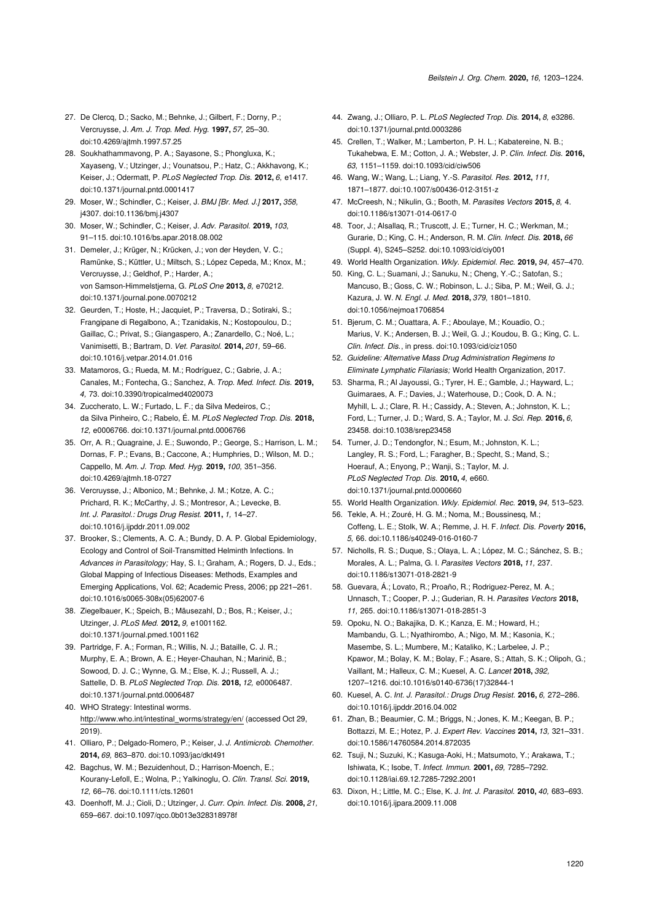27. De Clercq, D.; Sacko, M.; Behnke, J.; Gilbert, F.; Dorny, P.; Vercruysse, J. *Am. J. Trop. Med. Hyg.* **1997,** *57,* 25–30. doi:10.4269/ajtmh.1997.57.25
28. Soukhathammavong, P. A.; Sayasone, S.; Phongluxa, K.; Xayaseng, V.; Utzinger, J.; Vounatsou, P.; Hatz, C.; Akkhavong, K.; Keiser, J.; Odermatt, P. *PLoS Neglected Trop. Dis.* **2012,** *6,* e1417. doi:10.1371/journal.pntd.0001417
29. Moser, W.; Schindler, C.; Keiser, J. *BMJ [Br. Med. J.]* **2017,** *358,* j4307. doi:10.1136/bmj.j4307
30. Moser, W.; Schindler, C.; Keiser, J. *Adv. Parasitol.* **2019,** *103,* 91–115. doi:10.1016/bs.apar.2018.08.002
31. Demeler, J.; Krüger, N.; Krücken, J.; von der Heyden, V. C.; Ramünke, S.; Küttler, U.; Miltsch, S.; López Cepeda, M.; Knox, M.; Vercruysse, J.; Geldhof, P.; Harder, A.; von Samson-Himmelstjerna, G. *PLoS One* **2013,** *8,* e70212. doi:10.1371/journal.pone.0070212
32. Geurden, T.; Hoste, H.; Jacquiet, P.; Traversa, D.; Sotiraki, S.; Frangipane di Regalbono, A.; Tzanidakis, N.; Kostopoulou, D.; Gaillac, C.; Privat, S.; Giangaspero, A.; Zanardello, C.; Noé, L.; Vanimisetti, B.; Bartram, D. *Vet. Parasitol.* **2014,** *201,* 59–66. doi:10.1016/j.vetpar.2014.01.016
33. Matamoros, G.; Rueda, M. M.; Rodríguez, C.; Gabrie, J. A.; Canales, M.; Fontecha, G.; Sanchez, A. *Trop. Med. Infect. Dis.* **2019,** *4,* 73. doi:10.3390/tropicalmed4020073
34. Zuccherato, L. W.; Furtado, L. F.; da Silva Medeiros, C.; da Silva Pinheiro, C.; Rabelo, É. M. *PLoS Neglected Trop. Dis.* **2018,** *12,* e0006766. doi:10.1371/journal.pntd.0006766
35. Orr, A. R.; Quagraine, J. E.; Suwondo, P.; George, S.; Harrison, L. M.; Dornas, F. P.; Evans, B.; Caccone, A.; Humphries, D.; Wilson, M. D.; Cappello, M. *Am. J. Trop. Med. Hyg.* **2019,** *100,* 351–356. doi:10.4269/ajtmh.18-0727
36. Vercruysse, J.; Albonico, M.; Behnke, J. M.; Kotze, A. C.; Prichard, R. K.; McCarthy, J. S.; Montresor, A.; Levecke, B. *Int. J. Parasitol.: Drugs Drug Resist.* **2011,** *1,* 14–27. doi:10.1016/j.ijpddr.2011.09.002
37. Brooker, S.; Clements, A. C. A.; Bundy, D. A. P. Global Epidemiology, Ecology and Control of Soil-Transmitted Helminth Infections. In *Advances in Parasitology;* Hay, S. I.; Graham, A.; Rogers, D. J., Eds.; Global Mapping of Infectious Diseases: Methods, Examples and Emerging Applications, Vol. 62; Academic Press, 2006; pp 221–261. doi:10.1016/s0065-308x(05)62007-6
38. Ziegelbauer, K.; Speich, B.; Mäusezahl, D.; Bos, R.; Keiser, J.; Utzinger, J. *PLoS Med.* **2012,** *9,* e1001162. doi:10.1371/journal.pmed.1001162
39. Partridge, F. A.; Forman, R.; Willis, N. J.; Bataille, C. J. R.; Murphy, E. A.; Brown, A. E.; Heyer-Chauhan, N.; Marinič, B.; Sowood, D. J. C.; Wynne, G. M.; Else, K. J.; Russell, A. J.; Sattelle, D. B. *PLoS Neglected Trop. Dis.* **2018,** *12,* e0006487. doi:10.1371/journal.pntd.0006487
40. WHO Strategy: Intestinal worms. http://www.who.int/intestinal_worms/strategy/en/ (accessed Oct 29, 2019).
41. Olliaro, P.; Delgado-Romero, P.; Keiser, J. *J. Antimicrob. Chemother.* **2014,** *69,* 863–870. doi:10.1093/jac/dkt491
42. Bagchus, W. M.; Bezuidenhout, D.; Harrison-Moench, E.; Kourany-Lefoll, E.; Wolna, P.; Yalkinoglu, O. *Clin. Transl. Sci.* **2019,** *12,* 66–76. doi:10.1111/cts.12601
43. Doenhoff, M. J.; Cioli, D.; Utzinger, J. *Curr. Opin. Infect. Dis.* **2008,** *21,* 659–667. doi:10.1097/qco.0b013e328318978f
44. Zwang, J.; Olliaro, P. L. *PLoS Neglected Trop. Dis.* **2014,** *8,* e3286. doi:10.1371/journal.pntd.0003286
45. Crellen, T.; Walker, M.; Lamberton, P. H. L.; Kabatereine, N. B.; Tukahebwa, E. M.; Cotton, J. A.; Webster, J. P. *Clin. Infect. Dis.* **2016,** *63,* 1151–1159. doi:10.1093/cid/ciw506
46. Wang, W.; Wang, L.; Liang, Y.-S. *Parasitol. Res.* **2012,** *111,* 1871–1877. doi:10.1007/s00436-012-3151-z
47. McCreesh, N.; Nikulin, G.; Booth, M. *Parasites Vectors* **2015,** *8,* 4. doi:10.1186/s13071-014-0617-0
48. Toor, J.; Alsallaq, R.; Truscott, J. E.; Turner, H. C.; Werkman, M.; Gurarie, D.; King, C. H.; Anderson, R. M. *Clin. Infect. Dis.* **2018,** *66* (Suppl. 4), S245–S252. doi:10.1093/cid/ciy001
49. World Health Organization. *Wkly. Epidemiol. Rec.* **2019,** *94,* 457–470.
50. King, C. L.; Suamani, J.; Sanuku, N.; Cheng, Y.-C.; Satofan, S.; Mancuso, B.; Goss, C. W.; Robinson, L. J.; Siba, P. M.; Weil, G. J.; Kazura, J. W. *N. Engl. J. Med.* **2018,** *379,* 1801–1810. doi:10.1056/nejmoa1706854
51. Bjerum, C. M.; Ouattara, A. F.; Aboulaye, M.; Kouadio, O.; Marius, V. K.; Andersen, B. J.; Weil, G. J.; Koudou, B. G.; King, C. L. *Clin. Infect. Dis.*, in press. doi:10.1093/cid/ciz1050
52. *Guideline: Alternative Mass Drug Administration Regimens to Eliminate Lymphatic Filariasis;* World Health Organization, 2017.
53. Sharma, R.; Al Jayoussi, G.; Tyrer, H. E.; Gamble, J.; Hayward, L.; Guimaraes, A. F.; Davies, J.; Waterhouse, D.; Cook, D. A. N.; Myhill, L. J.; Clare, R. H.; Cassidy, A.; Steven, A.; Johnston, K. L.; Ford, L.; Turner, J. D.; Ward, S. A.; Taylor, M. J. *Sci. Rep.* **2016,** *6,* 23458. doi:10.1038/srep23458
54. Turner, J. D.; Tendongfor, N.; Esum, M.; Johnston, K. L.; Langley, R. S.; Ford, L.; Faragher, B.; Specht, S.; Mand, S.; Hoerauf, A.; Enyong, P.; Wanji, S.; Taylor, M. J. *PLoS Neglected Trop. Dis.* **2010,** *4,* e660. doi:10.1371/journal.pntd.0000660
55. World Health Organization. *Wkly. Epidemiol. Rec.* **2019,** *94,* 513–523.
56. Tekle, A. H.; Zouré, H. G. M.; Noma, M.; Boussinesq, M.; Coffeng, L. E.; Stolk, W. A.; Remme, J. H. F. *Infect. Dis. Poverty* **2016,** *5,* 66. doi:10.1186/s40249-016-0160-7
57. Nicholls, R. S.; Duque, S.; Olaya, L. A.; López, M. C.; Sánchez, S. B.; Morales, A. L.; Palma, G. I. *Parasites Vectors* **2018,** *11,* 237. doi:10.1186/s13071-018-2821-9
58. Guevara, Á.; Lovato, R.; Proaño, R.; Rodriguez-Perez, M. A.; Unnasch, T.; Cooper, P. J.; Guderian, R. H. *Parasites Vectors* **2018,** *11,* 265. doi:10.1186/s13071-018-2851-3
59. Opoku, N. O.; Bakajika, D. K.; Kanza, E. M.; Howard, H.; Mambandu, G. L.; Nyathirombo, A.; Nigo, M. M.; Kasonia, K.; Masembe, S. L.; Mumbere, M.; Kataliko, K.; Larbelee, J. P.; Kpawor, M.; Bolay, K. M.; Bolay, F.; Asare, S.; Attah, S. K.; Olipoh, G.; Vaillant, M.; Halleux, C. M.; Kuesel, A. C. *Lancet* **2018,** *392,* 1207–1216. doi:10.1016/s0140-6736(17)32844-1
60. Kuesel, A. C. *Int. J. Parasitol.: Drugs Drug Resist.* **2016,** *6,* 272–286. doi:10.1016/j.ijpddr.2016.04.002
61. Zhan, B.; Beaumier, C. M.; Briggs, N.; Jones, K. M.; Keegan, B. P.; Bottazzi, M. E.; Hotez, P. J. *Expert Rev. Vaccines* **2014,** *13,* 321–331. doi:10.1586/14760584.2014.872035
62. Tsuji, N.; Suzuki, K.; Kasuga-Aoki, H.; Matsumoto, Y.; Arakawa, T.; Ishiwata, K.; Isobe, T. *Infect. Immun.* **2001,** *69,* 7285–7292. doi:10.1128/iai.69.12.7285-7292.2001
63. Dixon, H.; Little, M. C.; Else, K. J. *Int. J. Parasitol.* **2010,** *40,* 683–693. doi:10.1016/j.ijpara.2009.11.008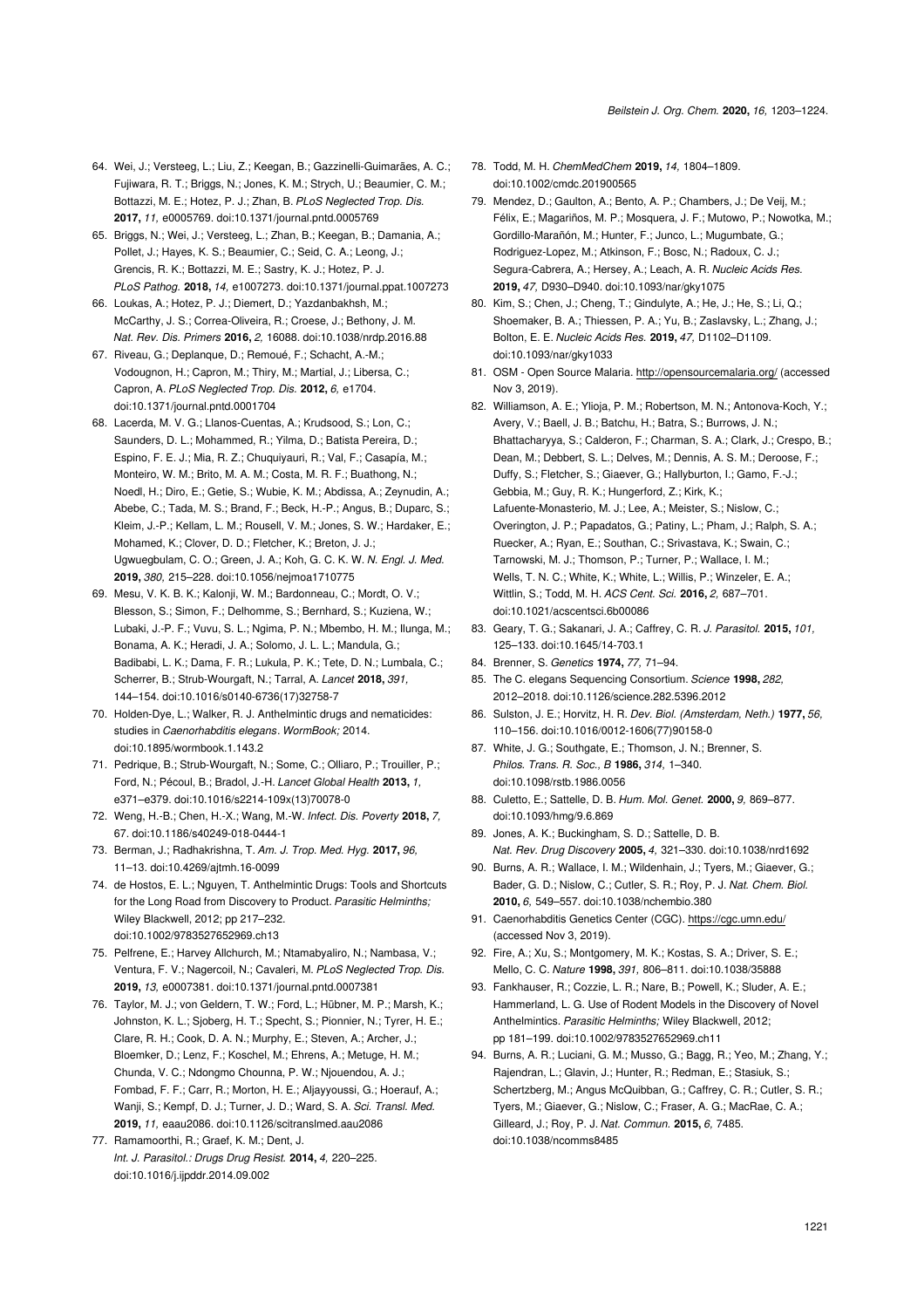64. Wei, J.; Versteeg, L.; Liu, Z.; Keegan, B.; Gazzinelli-Guimarães, A. C.; Fujiwara, R. T.; Briggs, N.; Jones, K. M.; Strych, U.; Beaumier, C. M.; Bottazzi, M. E.; Hotez, P. J.; Zhan, B. *PLoS Neglected Trop. Dis.* **2017,** *11,* e0005769. doi:10.1371/journal.pntd.0005769
65. Briggs, N.; Wei, J.; Versteeg, L.; Zhan, B.; Keegan, B.; Damania, A.; Pollet, J.; Hayes, K. S.; Beaumier, C.; Seid, C. A.; Leong, J.; Grencis, R. K.; Bottazzi, M. E.; Sastry, K. J.; Hotez, P. J. *PLoS Pathog.* **2018,** *14,* e1007273. doi:10.1371/journal.ppat.1007273
66. Loukas, A.; Hotez, P. J.; Diemert, D.; Yazdanbakhsh, M.; McCarthy, J. S.; Correa-Oliveira, R.; Croese, J.; Bethony, J. M. *Nat. Rev. Dis. Primers* **2016,** *2,* 16088. doi:10.1038/nrdp.2016.88
67. Riveau, G.; Deplanque, D.; Remoué, F.; Schacht, A.-M.; Vodougnon, H.; Capron, M.; Thiry, M.; Martial, J.; Libersa, C.; Capron, A. *PLoS Neglected Trop. Dis.* **2012,** *6,* e1704. doi:10.1371/journal.pntd.0001704
68. Lacerda, M. V. G.; Llanos-Cuentas, A.; Krudsood, S.; Lon, C.; Saunders, D. L.; Mohammed, R.; Yilma, D.; Batista Pereira, D.; Espino, F. E. J.; Mia, R. Z.; Chuquiyauri, R.; Val, F.; Casapía, M.; Monteiro, W. M.; Brito, M. A. M.; Costa, M. R. F.; Buathong, N.; Noedl, H.; Diro, E.; Getie, S.; Wubie, K. M.; Abdissa, A.; Zeynudin, A.; Abebe, C.; Tada, M. S.; Brand, F.; Beck, H.-P.; Angus, B.; Duparc, S.; Kleim, J.-P.; Kellam, L. M.; Rousell, V. M.; Jones, S. W.; Hardaker, E.; Mohamed, K.; Clover, D. D.; Fletcher, K.; Breton, J. J.; Ugwuegbulam, C. O.; Green, J. A.; Koh, G. C. K. W. *N. Engl. J. Med.* **2019,** *380,* 215–228. doi:10.1056/nejmoa1710775
69. Mesu, V. K. B. K.; Kalonji, W. M.; Bardonneau, C.; Mordt, O. V.; Blesson, S.; Simon, F.; Delhomme, S.; Bernhard, S.; Kuziena, W.; Lubaki, J.-P. F.; Vuvu, S. L.; Ngima, P. N.; Mbembo, H. M.; Ilunga, M.; Bonama, A. K.; Heradi, J. A.; Solomo, J. L. L.; Mandula, G.; Badibabi, L. K.; Dama, F. R.; Lukula, P. K.; Tete, D. N.; Lumbala, C.; Scherrer, B.; Strub-Wourgaft, N.; Tarral, A. *Lancet* **2018,** *391,* 144–154. doi:10.1016/s0140-6736(17)32758-7
70. Holden-Dye, L.; Walker, R. J. Anthelmintic drugs and nematicides: studies in *Caenorhabditis elegans*. *WormBook;* 2014. doi:10.1895/wormbook.1.143.2
71. Pedrique, B.; Strub-Wourgaft, N.; Some, C.; Olliaro, P.; Trouiller, P.; Ford, N.; Pécoul, B.; Bradol, J.-H. *Lancet Global Health* **2013,** *1,* e371–e379. doi:10.1016/s2214-109x(13)70078-0
72. Weng, H.-B.; Chen, H.-X.; Wang, M.-W. *Infect. Dis. Poverty* **2018,** *7,* 67. doi:10.1186/s40249-018-0444-1
73. Berman, J.; Radhakrishna, T. *Am. J. Trop. Med. Hyg.* **2017,** *96,* 11–13. doi:10.4269/ajtmh.16-0099
74. de Hostos, E. L.; Nguyen, T. Anthelmintic Drugs: Tools and Shortcuts for the Long Road from Discovery to Product. *Parasitic Helminths;* Wiley Blackwell, 2012; pp 217–232. doi:10.1002/9783527652969.ch13
75. Pelfrene, E.; Harvey Allchurch, M.; Ntamabyaliro, N.; Nambasa, V.; Ventura, F. V.; Nagercoil, N.; Cavaleri, M. *PLoS Neglected Trop. Dis.* **2019,** *13,* e0007381. doi:10.1371/journal.pntd.0007381
76. Taylor, M. J.; von Geldern, T. W.; Ford, L.; Hübner, M. P.; Marsh, K.; Johnston, K. L.; Sjoberg, H. T.; Specht, S.; Pionnier, N.; Tyrer, H. E.; Clare, R. H.; Cook, D. A. N.; Murphy, E.; Steven, A.; Archer, J.; Bloemker, D.; Lenz, F.; Koschel, M.; Ehrens, A.; Metuge, H. M.; Chunda, V. C.; Ndongmo Chounna, P. W.; Njouendou, A. J.; Fombad, F. F.; Carr, R.; Morton, H. E.; Aljayyoussi, G.; Hoerauf, A.; Wanji, S.; Kempf, D. J.; Turner, J. D.; Ward, S. A. *Sci. Transl. Med.* **2019,** *11,* eaau2086. doi:10.1126/scitranslmed.aau2086
77. Ramamoorthi, R.; Graef, K. M.; Dent, J. *Int. J. Parasitol.: Drugs Drug Resist.* **2014,** *4,* 220–225. doi:10.1016/j.ijpddr.2014.09.002
78. Todd, M. H. *ChemMedChem* **2019,** *14,* 1804–1809. doi:10.1002/cmdc.201900565
79. Mendez, D.; Gaulton, A.; Bento, A. P.; Chambers, J.; De Veij, M.; Félix, E.; Magariños, M. P.; Mosquera, J. F.; Mutowo, P.; Nowotka, M.; Gordillo-Marañón, M.; Hunter, F.; Junco, L.; Mugumbate, G.; Rodriguez-Lopez, M.; Atkinson, F.; Bosc, N.; Radoux, C. J.; Segura-Cabrera, A.; Hersey, A.; Leach, A. R. *Nucleic Acids Res.* **2019,** *47,* D930–D940. doi:10.1093/nar/gky1075
80. Kim, S.; Chen, J.; Cheng, T.; Gindulyte, A.; He, J.; He, S.; Li, Q.; Shoemaker, B. A.; Thiessen, P. A.; Yu, B.; Zaslavsky, L.; Zhang, J.; Bolton, E. E. *Nucleic Acids Res.* **2019,** *47,* D1102–D1109. doi:10.1093/nar/gky1033
81. OSM - Open Source Malaria. http://opensourcemalaria.org/ (accessed Nov 3, 2019).
82. Williamson, A. E.; Ylioja, P. M.; Robertson, M. N.; Antonova-Koch, Y.; Avery, V.; Baell, J. B.; Batchu, H.; Batra, S.; Burrows, J. N.; Bhattacharyya, S.; Calderon, F.; Charman, S. A.; Clark, J.; Crespo, B.; Dean, M.; Debbert, S. L.; Delves, M.; Dennis, A. S. M.; Deroose, F.; Duffy, S.; Fletcher, S.; Giaever, G.; Hallyburton, I.; Gamo, F.-J.; Gebbia, M.; Guy, R. K.; Hungerford, Z.; Kirk, K.; Lafuente-Monasterio, M. J.; Lee, A.; Meister, S.; Nislow, C.; Overington, J. P.; Papadatos, G.; Patiny, L.; Pham, J.; Ralph, S. A.; Ruecker, A.; Ryan, E.; Southan, C.; Srivastava, K.; Swain, C.; Tarnowski, M. J.; Thomson, P.; Turner, P.; Wallace, I. M.; Wells, T. N. C.; White, K.; White, L.; Willis, P.; Winzeler, E. A.; Wittlin, S.; Todd, M. H. *ACS Cent. Sci.* **2016,** *2,* 687–701. doi:10.1021/acscentsci.6b00086
83. Geary, T. G.; Sakanari, J. A.; Caffrey, C. R. *J. Parasitol.* **2015,** *101,* 125–133. doi:10.1645/14-703.1
84. Brenner, S. *Genetics* **1974,** *77,* 71–94.
85. The C. elegans Sequencing Consortium. *Science* **1998,** *282,* 2012–2018. doi:10.1126/science.282.5396.2012
86. Sulston, J. E.; Horvitz, H. R. *Dev. Biol. (Amsterdam, Neth.)* **1977,** *56,* 110–156. doi:10.1016/0012-1606(77)90158-0
87. White, J. G.; Southgate, E.; Thomson, J. N.; Brenner, S. *Philos. Trans. R. Soc., B* **1986,** *314,* 1–340. doi:10.1098/rstb.1986.0056
88. Culetto, E.; Sattelle, D. B. *Hum. Mol. Genet.* **2000,** *9,* 869–877. doi:10.1093/hmg/9.6.869
89. Jones, A. K.; Buckingham, S. D.; Sattelle, D. B. *Nat. Rev. Drug Discovery* **2005,** *4,* 321–330. doi:10.1038/nrd1692
90. Burns, A. R.; Wallace, I. M.; Wildenhain, J.; Tyers, M.; Giaever, G.; Bader, G. D.; Nislow, C.; Cutler, S. R.; Roy, P. J. *Nat. Chem. Biol.* **2010,** *6,* 549–557. doi:10.1038/nchembio.380
91. Caenorhabditis Genetics Center (CGC). https://cgc.umn.edu/ (accessed Nov 3, 2019).
92. Fire, A.; Xu, S.; Montgomery, M. K.; Kostas, S. A.; Driver, S. E.; Mello, C. C. *Nature* **1998,** *391,* 806–811. doi:10.1038/35888
93. Fankhauser, R.; Cozzie, L. R.; Nare, B.; Powell, K.; Sluder, A. E.; Hammerland, L. G. Use of Rodent Models in the Discovery of Novel Anthelmintics. *Parasitic Helminths;* Wiley Blackwell, 2012; pp 181–199. doi:10.1002/9783527652969.ch11
94. Burns, A. R.; Luciani, G. M.; Musso, G.; Bagg, R.; Yeo, M.; Zhang, Y.; Rajendran, L.; Glavin, J.; Hunter, R.; Redman, E.; Stasiuk, S.; Schertzberg, M.; Angus McQuibban, G.; Caffrey, C. R.; Cutler, S. R.; Tyers, M.; Giaever, G.; Nislow, C.; Fraser, A. G.; MacRae, C. A.; Gilleard, J.; Roy, P. J. *Nat. Commun.* **2015,** *6,* 7485. doi:10.1038/ncomms8485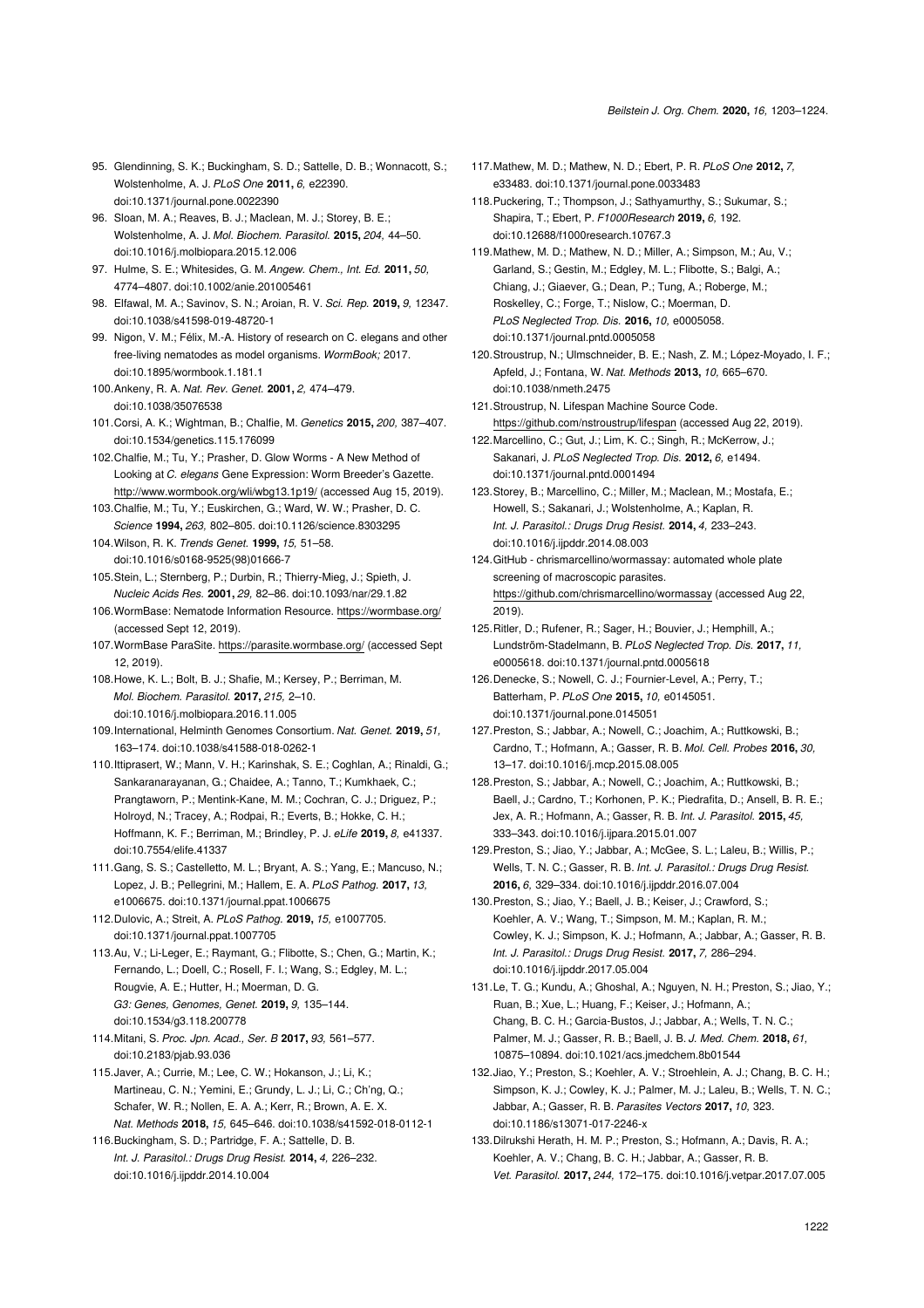95. Glendinning, S. K.; Buckingham, S. D.; Sattelle, D. B.; Wonnacott, S.; Wolstenholme, A. J. *PLoS One* **2011,** *6,* e22390. doi:10.1371/journal.pone.0022390
96. Sloan, M. A.; Reaves, B. J.; Maclean, M. J.; Storey, B. E.; Wolstenholme, A. J. *Mol. Biochem. Parasitol.* **2015,** *204,* 44–50. doi:10.1016/j.molbiopara.2015.12.006
97. Hulme, S. E.; Whitesides, G. M. *Angew. Chem., Int. Ed.* **2011,** *50,* 4774–4807. doi:10.1002/anie.201005461
98. Elfawal, M. A.; Savinov, S. N.; Aroian, R. V. *Sci. Rep.* **2019,** *9,* 12347. doi:10.1038/s41598-019-48720-1
99. Nigon, V. M.; Félix, M.-A. History of research on C. elegans and other free-living nematodes as model organisms. *WormBook;* 2017. doi:10.1895/wormbook.1.181.1
100. Ankeny, R. A. *Nat. Rev. Genet.* **2001,** *2,* 474–479. doi:10.1038/35076538
101. Corsi, A. K.; Wightman, B.; Chalfie, M. *Genetics* **2015,** *200,* 387–407. doi:10.1534/genetics.115.176099
102. Chalfie, M.; Tu, Y.; Prasher, D. Glow Worms - A New Method of Looking at *C. elegans* Gene Expression: Worm Breeder's Gazette. http://www.wormbook.org/wli/wbg13.1p19/ (accessed Aug 15, 2019).
103. Chalfie, M.; Tu, Y.; Euskirchen, G.; Ward, W. W.; Prasher, D. C. *Science* **1994,** *263,* 802–805. doi:10.1126/science.8303295
104. Wilson, R. K. *Trends Genet.* **1999,** *15,* 51–58. doi:10.1016/s0168-9525(98)01666-7
105. Stein, L.; Sternberg, P.; Durbin, R.; Thierry-Mieg, J.; Spieth, J. *Nucleic Acids Res.* **2001,** *29,* 82–86. doi:10.1093/nar/29.1.82
106. WormBase: Nematode Information Resource. https://wormbase.org/ (accessed Sept 12, 2019).
107. WormBase ParaSite. https://parasite.wormbase.org/ (accessed Sept 12, 2019).
108. Howe, K. L.; Bolt, B. J.; Shafie, M.; Kersey, P.; Berriman, M. *Mol. Biochem. Parasitol.* **2017,** *215,* 2–10. doi:10.1016/j.molbiopara.2016.11.005
109. International, Helminth Genomes Consortium. *Nat. Genet.* **2019,** *51,* 163–174. doi:10.1038/s41588-018-0262-1
110. Ittiprasert, W.; Mann, V. H.; Karinshak, S. E.; Coghlan, A.; Rinaldi, G.; Sankaranarayanan, G.; Chaidee, A.; Tanno, T.; Kumkhaek, C.; Prangtaworn, P.; Mentink-Kane, M. M.; Cochran, C. J.; Driguez, P.; Holroyd, N.; Tracey, A.; Rodpai, R.; Everts, B.; Hokke, C. H.; Hoffmann, K. F.; Berriman, M.; Brindley, P. J. *eLife* **2019,** *8,* e41337. doi:10.7554/elife.41337
111. Gang, S. S.; Castelletto, M. L.; Bryant, A. S.; Yang, E.; Mancuso, N.; Lopez, J. B.; Pellegrini, M.; Hallem, E. A. *PLoS Pathog.* **2017,** *13,* e1006675. doi:10.1371/journal.ppat.1006675
112. Dulovic, A.; Streit, A. *PLoS Pathog.* **2019,** *15,* e1007705. doi:10.1371/journal.ppat.1007705
113. Au, V.; Li-Leger, E.; Raymant, G.; Flibotte, S.; Chen, G.; Martin, K.; Fernando, L.; Doell, C.; Rosell, F. I.; Wang, S.; Edgley, M. L.; Rougvie, A. E.; Hutter, H.; Moerman, D. G. *G3: Genes, Genomes, Genet.* **2019,** *9,* 135–144. doi:10.1534/g3.118.200778
114. Mitani, S. *Proc. Jpn. Acad., Ser. B* **2017,** *93,* 561–577. doi:10.2183/pjab.93.036
115. Javer, A.; Currie, M.; Lee, C. W.; Hokanson, J.; Li, K.; Martineau, C. N.; Yemini, E.; Grundy, L. J.; Li, C.; Ch'ng, Q.; Schafer, W. R.; Nollen, E. A. A.; Kerr, R.; Brown, A. E. X. *Nat. Methods* **2018,** *15,* 645–646. doi:10.1038/s41592-018-0112-1
116. Buckingham, S. D.; Partridge, F. A.; Sattelle, D. B. *Int. J. Parasitol.: Drugs Drug Resist.* **2014,** *4,* 226–232. doi:10.1016/j.ijpddr.2014.10.004
117. Mathew, M. D.; Mathew, N. D.; Ebert, P. R. *PLoS One* **2012,** *7,* e33483. doi:10.1371/journal.pone.0033483
118. Puckering, T.; Thompson, J.; Sathyamurthy, S.; Sukumar, S.; Shapira, T.; Ebert, P. *F1000Research* **2019,** *6,* 192. doi:10.12688/f1000research.10767.3
119. Mathew, M. D.; Mathew, N. D.; Miller, A.; Simpson, M.; Au, V.; Garland, S.; Gestin, M.; Edgley, M. L.; Flibotte, S.; Balgi, A.; Chiang, J.; Giaever, G.; Dean, P.; Tung, A.; Roberge, M.; Roskelley, C.; Forge, T.; Nislow, C.; Moerman, D. *PLoS Neglected Trop. Dis.* **2016,** *10,* e0005058. doi:10.1371/journal.pntd.0005058
120. Stroustrup, N.; Ulmschneider, B. E.; Nash, Z. M.; López-Moyado, I. F.; Apfeld, J.; Fontana, W. *Nat. Methods* **2013,** *10,* 665–670. doi:10.1038/nmeth.2475
121. Stroustrup, N. Lifespan Machine Source Code. https://github.com/nstroustrup/lifespan (accessed Aug 22, 2019).
122. Marcellino, C.; Gut, J.; Lim, K. C.; Singh, R.; McKerrow, J.; Sakanari, J. *PLoS Neglected Trop. Dis.* **2012,** *6,* e1494. doi:10.1371/journal.pntd.0001494
123. Storey, B.; Marcellino, C.; Miller, M.; Maclean, M.; Mostafa, E.; Howell, S.; Sakanari, J.; Wolstenholme, A.; Kaplan, R. *Int. J. Parasitol.: Drugs Drug Resist.* **2014,** *4,* 233–243. doi:10.1016/j.ijpddr.2014.08.003
124. GitHub - chrismarcellino/wormassay: automated whole plate screening of macroscopic parasites. https://github.com/chrismarcellino/wormassay (accessed Aug 22, 2019).
125. Ritler, D.; Rufener, R.; Sager, H.; Bouvier, J.; Hemphill, A.; Lundström-Stadelmann, B. *PLoS Neglected Trop. Dis.* **2017,** *11,* e0005618. doi:10.1371/journal.pntd.0005618
126. Denecke, S.; Nowell, C. J.; Fournier-Level, A.; Perry, T.; Batterham, P. *PLoS One* **2015,** *10,* e0145051. doi:10.1371/journal.pone.0145051
127. Preston, S.; Jabbar, A.; Nowell, C.; Joachim, A.; Ruttkowski, B.; Cardno, T.; Hofmann, A.; Gasser, R. B. *Mol. Cell. Probes* **2016,** *30,* 13–17. doi:10.1016/j.mcp.2015.08.005
128. Preston, S.; Jabbar, A.; Nowell, C.; Joachim, A.; Ruttkowski, B.; Baell, J.; Cardno, T.; Korhonen, P. K.; Piedrafita, D.; Ansell, B. R. E.; Jex, A. R.; Hofmann, A.; Gasser, R. B. *Int. J. Parasitol.* **2015,** *45,* 333–343. doi:10.1016/j.ijpara.2015.01.007
129. Preston, S.; Jiao, Y.; Jabbar, A.; McGee, S. L.; Laleu, B.; Willis, P.; Wells, T. N. C.; Gasser, R. B. *Int. J. Parasitol.: Drugs Drug Resist.* **2016,** *6,* 329–334. doi:10.1016/j.ijpddr.2016.07.004
130. Preston, S.; Jiao, Y.; Baell, J. B.; Keiser, J.; Crawford, S.; Koehler, A. V.; Wang, T.; Simpson, M. M.; Kaplan, R. M.; Cowley, K. J.; Simpson, K. J.; Hofmann, A.; Jabbar, A.; Gasser, R. B. *Int. J. Parasitol.: Drugs Drug Resist.* **2017,** *7,* 286–294. doi:10.1016/j.ijpddr.2017.05.004
131. Le, T. G.; Kundu, A.; Ghoshal, A.; Nguyen, N. H.; Preston, S.; Jiao, Y.; Ruan, B.; Xue, L.; Huang, F.; Keiser, J.; Hofmann, A.; Chang, B. C. H.; Garcia-Bustos, J.; Jabbar, A.; Wells, T. N. C.; Palmer, M. J.; Gasser, R. B.; Baell, J. B. *J. Med. Chem.* **2018,** *61,* 10875–10894. doi:10.1021/acs.jmedchem.8b01544
132. Jiao, Y.; Preston, S.; Koehler, A. V.; Stroehlein, A. J.; Chang, B. C. H.; Simpson, K. J.; Cowley, K. J.; Palmer, M. J.; Laleu, B.; Wells, T. N. C.; Jabbar, A.; Gasser, R. B. *Parasites Vectors* **2017,** *10,* 323. doi:10.1186/s13071-017-2246-x
133. Dilrukshi Herath, H. M. P.; Preston, S.; Hofmann, A.; Davis, R. A.; Koehler, A. V.; Chang, B. C. H.; Jabbar, A.; Gasser, R. B. *Vet. Parasitol.* **2017,** *244,* 172–175. doi:10.1016/j.vetpar.2017.07.005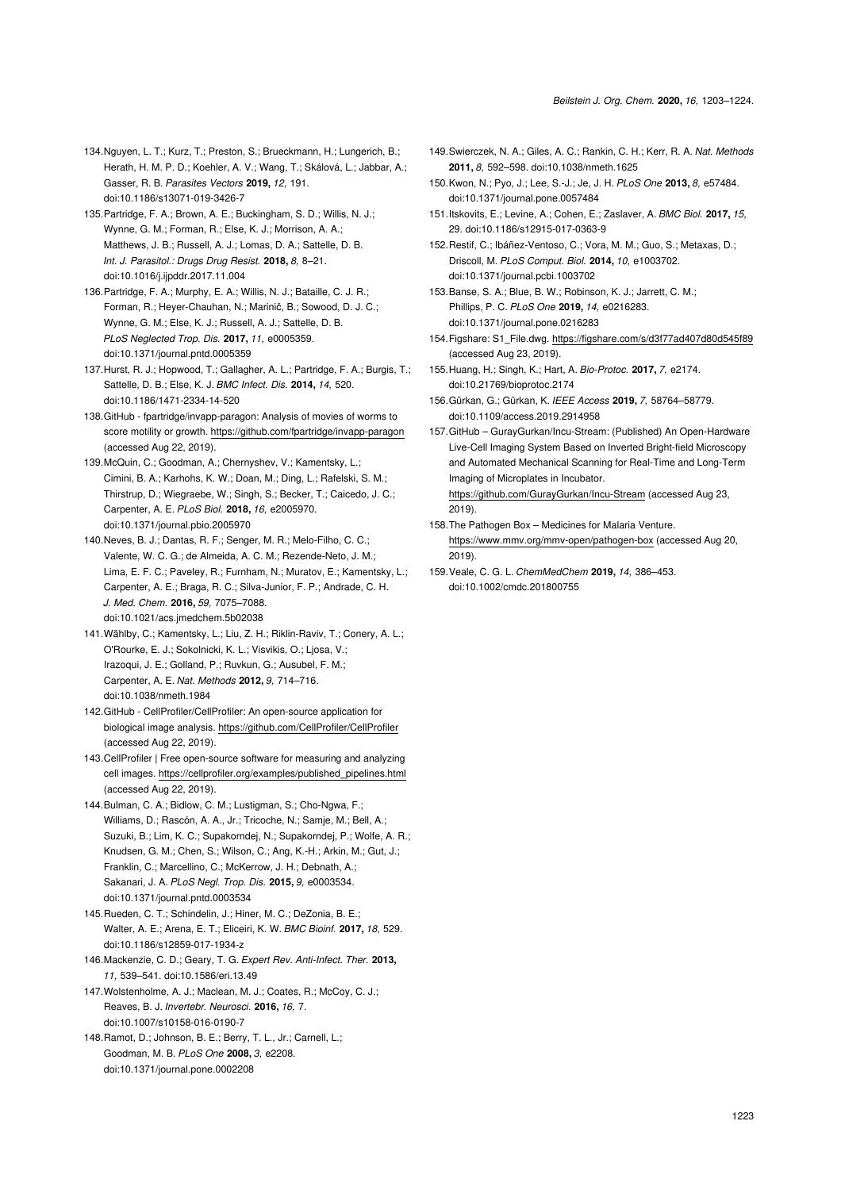134. Nguyen, L. T.; Kurz, T.; Preston, S.; Brueckmann, H.; Lungerich, B.; Herath, H. M. P. D.; Koehler, A. V.; Wang, T.; Skálová, L.; Jabbar, A.; Gasser, R. B. *Parasites Vectors* **2019,** *12,* 191. doi:10.1186/s13071-019-3426-7

135. Partridge, F. A.; Brown, A. E.; Buckingham, S. D.; Willis, N. J.; Wynne, G. M.; Forman, R.; Else, K. J.; Morrison, A. A.; Matthews, J. B.; Russell, A. J.; Lomas, D. A.; Sattelle, D. B. *Int. J. Parasitol.: Drugs Drug Resist.* **2018,** *8,* 8–21. doi:10.1016/j.ijpddr.2017.11.004

136. Partridge, F. A.; Murphy, E. A.; Willis, N. J.; Bataille, C. J. R.; Forman, R.; Heyer-Chauhan, N.; Marinič, B.; Sowood, D. J. C.; Wynne, G. M.; Else, K. J.; Russell, A. J.; Sattelle, D. B. *PLoS Neglected Trop. Dis.* **2017,** *11,* e0005359. doi:10.1371/journal.pntd.0005359

137. Hurst, R. J.; Hopwood, T.; Gallagher, A. L.; Partridge, F. A.; Burgis, T.; Sattelle, D. B.; Else, K. J. *BMC Infect. Dis.* **2014,** *14,* 520. doi:10.1186/1471-2334-14-520

138. GitHub - fpartridge/invapp-paragon: Analysis of movies of worms to score motility or growth. https://github.com/fpartridge/invapp-paragon (accessed Aug 22, 2019).

139. McQuin, C.; Goodman, A.; Chernyshev, V.; Kamentsky, L.; Cimini, B. A.; Karhohs, K. W.; Doan, M.; Ding, L.; Rafelski, S. M.; Thirstrup, D.; Wiegraebe, W.; Singh, S.; Becker, T.; Caicedo, J. C.; Carpenter, A. E. *PLoS Biol.* **2018,** *16,* e2005970. doi:10.1371/journal.pbio.2005970

140. Neves, B. J.; Dantas, R. F.; Senger, M. R.; Melo-Filho, C. C.; Valente, W. C. G.; de Almeida, A. C. M.; Rezende-Neto, J. M.; Lima, E. F. C.; Paveley, R.; Furnham, N.; Muratov, E.; Kamentsky, L.; Carpenter, A. E.; Braga, R. C.; Silva-Junior, F. P.; Andrade, C. H. *J. Med. Chem.* **2016,** *59,* 7075–7088. doi:10.1021/acs.jmedchem.5b02038

141. Wählby, C.; Kamentsky, L.; Liu, Z. H.; Riklin-Raviv, T.; Conery, A. L.; O'Rourke, E. J.; Sokolnicki, K. L.; Visvikis, O.; Ljosa, V.; Irazoqui, J. E.; Golland, P.; Ruvkun, G.; Ausubel, F. M.; Carpenter, A. E. *Nat. Methods* **2012,** *9,* 714–716. doi:10.1038/nmeth.1984

142. GitHub - CellProfiler/CellProfiler: An open-source application for biological image analysis. https://github.com/CellProfiler/CellProfiler (accessed Aug 22, 2019).

143. CellProfiler | Free open-source software for measuring and analyzing cell images. https://cellprofiler.org/examples/published_pipelines.html (accessed Aug 22, 2019).

144. Bulman, C. A.; Bidlow, C. M.; Lustigman, S.; Cho-Ngwa, F.; Williams, D.; Rascón, A. A., Jr.; Tricoche, N.; Samje, M.; Bell, A.; Suzuki, B.; Lim, K. C.; Supakorndej, N.; Supakorndej, P.; Wolfe, A. R.; Knudsen, G. M.; Chen, S.; Wilson, C.; Ang, K.-H.; Arkin, M.; Gut, J.; Franklin, C.; Marcellino, C.; McKerrow, J. H.; Debnath, A.; Sakanari, J. A. *PLoS Negl. Trop. Dis.* **2015,** *9,* e0003534. doi:10.1371/journal.pntd.0003534

145. Rueden, C. T.; Schindelin, J.; Hiner, M. C.; DeZonia, B. E.; Walter, A. E.; Arena, E. T.; Eliceiri, K. W. *BMC Bioinf.* **2017,** *18,* 529. doi:10.1186/s12859-017-1934-z

146. Mackenzie, C. D.; Geary, T. G. *Expert Rev. Anti-Infect. Ther.* **2013,** *11,* 539–541. doi:10.1586/eri.13.49

147. Wolstenholme, A. J.; Maclean, M. J.; Coates, R.; McCoy, C. J.; Reaves, B. J. *Invertebr. Neurosci.* **2016,** *16,* 7. doi:10.1007/s10158-016-0190-7

148. Ramot, D.; Johnson, B. E.; Berry, T. L., Jr.; Carnell, L.; Goodman, M. B. *PLoS One* **2008,** *3,* e2208. doi:10.1371/journal.pone.0002208

149. Swierczek, N. A.; Giles, A. C.; Rankin, C. H.; Kerr, R. A. *Nat. Methods* **2011,** *8,* 592–598. doi:10.1038/nmeth.1625

150. Kwon, N.; Pyo, J.; Lee, S.-J.; Je, J. H. *PLoS One* **2013,** *8,* e57484. doi:10.1371/journal.pone.0057484

151. Itskovits, E.; Levine, A.; Cohen, E.; Zaslaver, A. *BMC Biol.* **2017,** *15,* 29. doi:10.1186/s12915-017-0363-9

152. Restif, C.; Ibáñez-Ventoso, C.; Vora, M. M.; Guo, S.; Metaxas, D.; Driscoll, M. *PLoS Comput. Biol.* **2014,** *10,* e1003702. doi:10.1371/journal.pcbi.1003702

153. Banse, S. A.; Blue, B. W.; Robinson, K. J.; Jarrett, C. M.; Phillips, P. C. *PLoS One* **2019,** *14,* e0216283. doi:10.1371/journal.pone.0216283

154. Figshare: S1_File.dwg. https://figshare.com/s/d3f77ad407d80d545f89 (accessed Aug 23, 2019).

155. Huang, H.; Singh, K.; Hart, A. *Bio-Protoc.* **2017,** *7,* e2174. doi:10.21769/bioprotoc.2174

156. Gürkan, G.; Gürkan, K. *IEEE Access* **2019,** *7,* 58764–58779. doi:10.1109/access.2019.2914958

157. GitHub – GurayGurkan/Incu-Stream: (Published) An Open-Hardware Live-Cell Imaging System Based on Inverted Bright-field Microscopy and Automated Mechanical Scanning for Real-Time and Long-Term Imaging of Microplates in Incubator. https://github.com/GurayGurkan/Incu-Stream (accessed Aug 23, 2019).

158. The Pathogen Box – Medicines for Malaria Venture. https://www.mmv.org/mmv-open/pathogen-box (accessed Aug 20, 2019).

159. Veale, C. G. L. *ChemMedChem* **2019,** *14,* 386–453. doi:10.1002/cmdc.201800755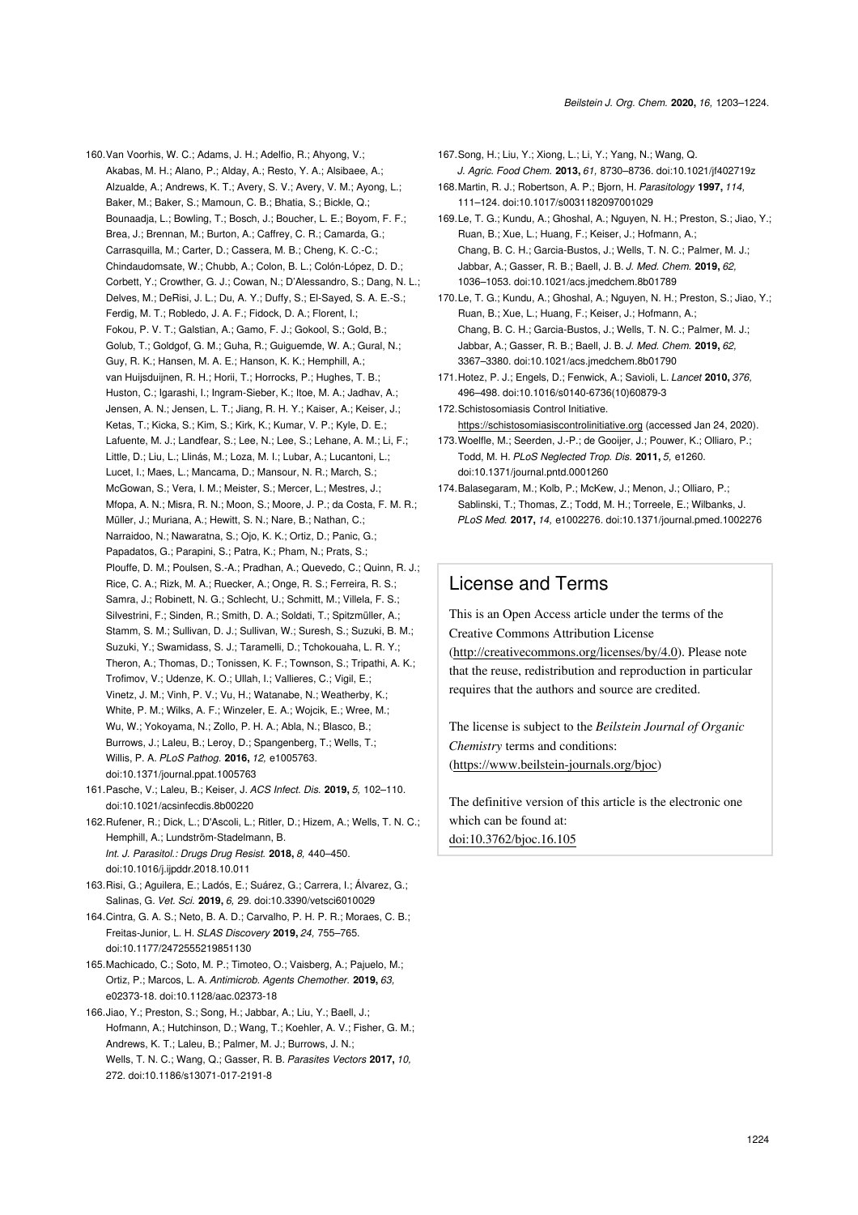160. Van Voorhis, W. C.; Adams, J. H.; Adelfio, R.; Ahyong, V.; Akabas, M. H.; Alano, P.; Alday, A.; Resto, Y. A.; Alsibaee, A.; Alzualde, A.; Andrews, K. T.; Avery, S. V.; Avery, V. M.; Ayong, L.; Baker, M.; Baker, S.; Mamoun, C. B.; Bhatia, S.; Bickle, Q.; Bounaadja, L.; Bowling, T.; Bosch, J.; Boucher, L. E.; Boyom, F. F.; Brea, J.; Brennan, M.; Burton, A.; Caffrey, C. R.; Camarda, G.; Carrasquilla, M.; Carter, D.; Cassera, M. B.; Cheng, K. C.-C.; Chindaudomsate, W.; Chubb, A.; Colon, B. L.; Colón-López, D. D.; Corbett, Y.; Crowther, G. J.; Cowan, N.; D'Alessandro, S.; Dang, N. L.; Delves, M.; DeRisi, J. L.; Du, A. Y.; Duffy, S.; El-Sayed, S. A. E.-S.; Ferdig, M. T.; Robledo, J. A. F.; Fidock, D. A.; Florent, I.; Fokou, P. V. T.; Galstian, A.; Gamo, F. J.; Gokool, S.; Gold, B.; Golub, T.; Goldgof, G. M.; Guha, R.; Guiguemde, W. A.; Gural, N.; Guy, R. K.; Hansen, M. A. E.; Hanson, K. K.; Hemphill, A.; van Huijsduijnen, R. H.; Horii, T.; Horrocks, P.; Hughes, T. B.; Huston, C.; Igarashi, I.; Ingram-Sieber, K.; Itoe, M. A.; Jadhav, A.; Jensen, A. N.; Jensen, L. T.; Jiang, R. H. Y.; Kaiser, A.; Keiser, J.; Ketas, T.; Kicka, S.; Kim, S.; Kirk, K.; Kumar, V. P.; Kyle, D. E.; Lafuente, M. J.; Landfear, S.; Lee, N.; Lee, S.; Lehane, A. M.; Li, F.; Little, D.; Liu, L.; Llinás, M.; Loza, M. I.; Lubar, A.; Lucantoni, L.; Lucet, I.; Maes, L.; Mancama, D.; Mansour, N. R.; March, S.; McGowan, S.; Vera, I. M.; Meister, S.; Mercer, L.; Mestres, J.; Mfopa, A. N.; Misra, R. N.; Moon, S.; Moore, J. P.; da Costa, F. M. R.; Müller, J.; Muriana, A.; Hewitt, S. N.; Nare, B.; Nathan, C.; Narraidoo, N.; Nawaratna, S.; Ojo, K. K.; Ortiz, D.; Panic, G.; Papadatos, G.; Parapini, S.; Patra, K.; Pham, N.; Prats, S.; Plouffe, D. M.; Poulsen, S.-A.; Pradhan, A.; Quevedo, C.; Quinn, R. J.; Rice, C. A.; Rizk, M. A.; Ruecker, A.; Onge, R. S.; Ferreira, R. S.; Samra, J.; Robinett, N. G.; Schlecht, U.; Schmitt, M.; Villela, F. S.; Silvestrini, F.; Sinden, R.; Smith, D. A.; Soldati, T.; Spitzmüller, A.; Stamm, S. M.; Sullivan, D. J.; Sullivan, W.; Suresh, S.; Suzuki, B. M.; Suzuki, Y.; Swamidass, S. J.; Taramelli, D.; Tchokouaha, L. R. Y.; Theron, A.; Thomas, D.; Tonissen, K. F.; Townson, S.; Tripathi, A. K.; Trofimov, V.; Udenze, K. O.; Ullah, I.; Vallieres, C.; Vigil, E.; Vinetz, J. M.; Vinh, P. V.; Vu, H.; Watanabe, N.; Weatherby, K.; White, P. M.; Wilks, A. F.; Winzeler, E. A.; Wojcik, E.; Wree, M.; Wu, W.; Yokoyama, N.; Zollo, P. H. A.; Abla, N.; Blasco, B.; Burrows, J.; Laleu, B.; Leroy, D.; Spangenberg, T.; Wells, T.; Willis, P. A. *PLoS Pathog.* **2016,** *12,* e1005763. doi:10.1371/journal.ppat.1005763
161. Pasche, V.; Laleu, B.; Keiser, J. *ACS Infect. Dis.* **2019,** *5,* 102–110. doi:10.1021/acsinfecdis.8b00220
162. Rufener, R.; Dick, L.; D'Ascoli, L.; Ritler, D.; Hizem, A.; Wells, T. N. C.; Hemphill, A.; Lundström-Stadelmann, B. *Int. J. Parasitol.: Drugs Drug Resist.* **2018,** *8,* 440–450. doi:10.1016/j.ijpddr.2018.10.011
163. Risi, G.; Aguilera, E.; Ladós, E.; Suárez, G.; Carrera, I.; Álvarez, G.; Salinas, G. *Vet. Sci.* **2019,** *6,* 29. doi:10.3390/vetsci6010029
164. Cintra, G. A. S.; Neto, B. A. D.; Carvalho, P. H. P. R.; Moraes, C. B.; Freitas-Junior, L. H. *SLAS Discovery* **2019,** *24,* 755–765. doi:10.1177/2472555219851130
165. Machicado, C.; Soto, M. P.; Timoteo, O.; Vaisberg, A.; Pajuelo, M.; Ortiz, P.; Marcos, L. A. *Antimicrob. Agents Chemother.* **2019,** *63,* e02373-18. doi:10.1128/aac.02373-18
166. Jiao, Y.; Preston, S.; Song, H.; Jabbar, A.; Liu, Y.; Baell, J.; Hofmann, A.; Hutchinson, D.; Wang, T.; Koehler, A. V.; Fisher, G. M.; Andrews, K. T.; Laleu, B.; Palmer, M. J.; Burrows, J. N.; Wells, T. N. C.; Wang, Q.; Gasser, R. B. *Parasites Vectors* **2017,** *10,* 272. doi:10.1186/s13071-017-2191-8
167. Song, H.; Liu, Y.; Xiong, L.; Li, Y.; Yang, N.; Wang, Q. *J. Agric. Food Chem.* **2013,** *61,* 8730–8736. doi:10.1021/jf402719z
168. Martin, R. J.; Robertson, A. P.; Bjorn, H. *Parasitology* **1997,** *114,* 111–124. doi:10.1017/s0031182097001029
169. Le, T. G.; Kundu, A.; Ghoshal, A.; Nguyen, N. H.; Preston, S.; Jiao, Y.; Ruan, B.; Xue, L.; Huang, F.; Keiser, J.; Hofmann, A.; Chang, B. C. H.; Garcia-Bustos, J.; Wells, T. N. C.; Palmer, M. J.; Jabbar, A.; Gasser, R. B.; Baell, J. B. *J. Med. Chem.* **2019,** *62,* 1036–1053. doi:10.1021/acs.jmedchem.8b01789
170. Le, T. G.; Kundu, A.; Ghoshal, A.; Nguyen, N. H.; Preston, S.; Jiao, Y.; Ruan, B.; Xue, L.; Huang, F.; Keiser, J.; Hofmann, A.; Chang, B. C. H.; Garcia-Bustos, J.; Wells, T. N. C.; Palmer, M. J.; Jabbar, A.; Gasser, R. B.; Baell, J. B. *J. Med. Chem.* **2019,** *62,* 3367–3380. doi:10.1021/acs.jmedchem.8b01790
171. Hotez, P. J.; Engels, D.; Fenwick, A.; Savioli, L. *Lancet* **2010,** *376,* 496–498. doi:10.1016/s0140-6736(10)60879-3
172. Schistosomiasis Control Initiative. https://schistosomiasiscontrolinitiative.org (accessed Jan 24, 2020).
173. Woelfle, M.; Seerden, J.-P.; de Gooijer, J.; Pouwer, K.; Olliaro, P.; Todd, M. H. *PLoS Neglected Trop. Dis.* **2011,** *5,* e1260. doi:10.1371/journal.pntd.0001260
174. Balasegaram, M.; Kolb, P.; McKew, J.; Menon, J.; Olliaro, P.; Sablinski, T.; Thomas, Z.; Todd, M. H.; Torreele, E.; Wilbanks, J. *PLoS Med.* **2017,** *14,* e1002276. doi:10.1371/journal.pmed.1002276

## License and Terms

This is an Open Access article under the terms of the Creative Commons Attribution License (http://creativecommons.org/licenses/by/4.0). Please note that the reuse, redistribution and reproduction in particular requires that the authors and source are credited.

The license is subject to the *Beilstein Journal of Organic Chemistry* terms and conditions: (https://www.beilstein-journals.org/bjoc)

The definitive version of this article is the electronic one which can be found at: doi:10.3762/bjoc.16.105